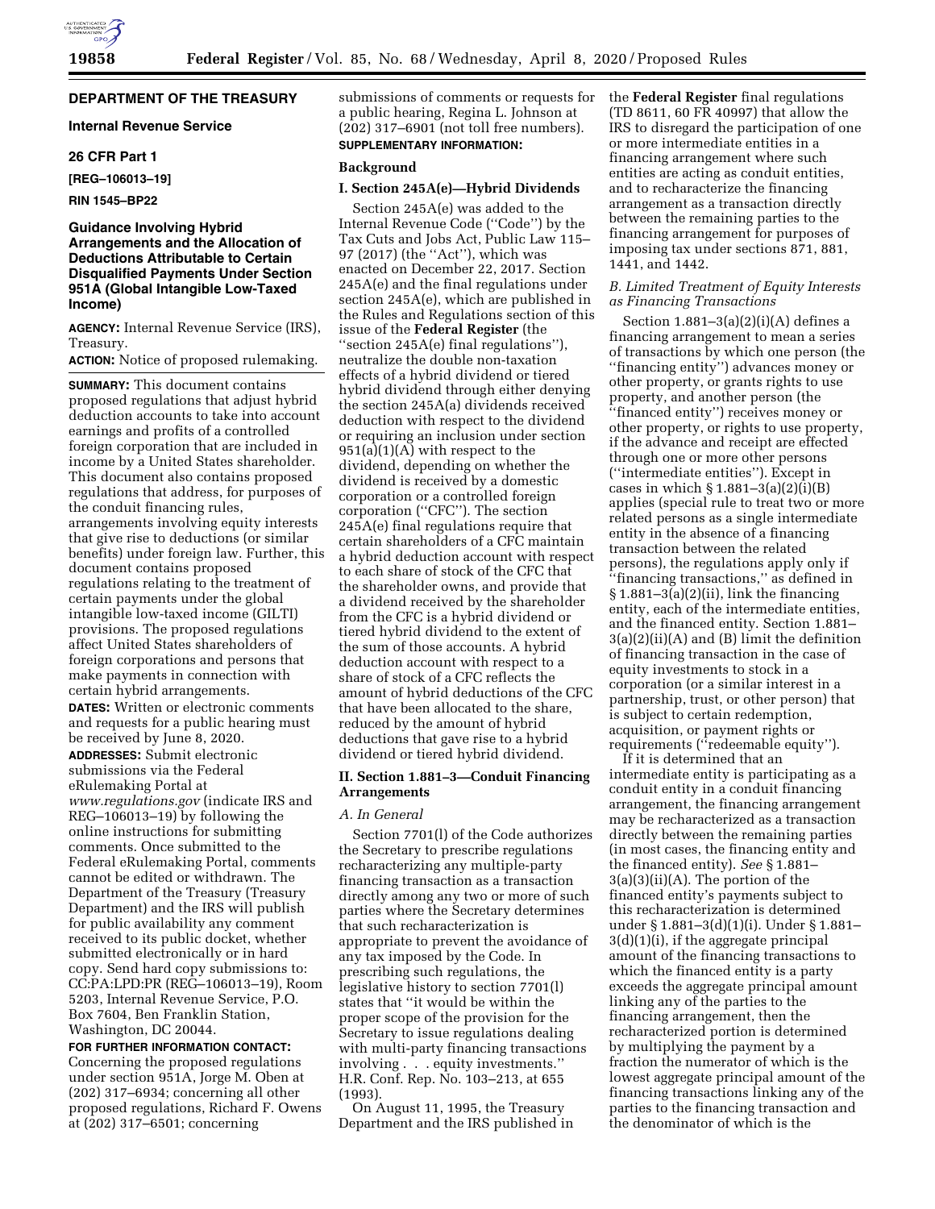**DEPARTMENT OF THE TREASURY**

**Internal Revenue Service**

**26 CFR Part 1**

**[REG–106013–19]**

**RIN 1545–BP22**

## Guidance Involving Hybrid Arrangements and the Allocation of Deductions Attributable to Certain Disqualified Payments Under Section 951A (Global Intangible Low-Taxed Income)

**AGENCY:** Internal Revenue Service (IRS), Treasury.

**ACTION:** Notice of proposed rulemaking.

**SUMMARY:** This document contains proposed regulations that adjust hybrid deduction accounts to take into account earnings and profits of a controlled foreign corporation that are included in income by a United States shareholder. This document also contains proposed regulations that address, for purposes of the conduit financing rules, arrangements involving equity interests that give rise to deductions (or similar benefits) under foreign law. Further, this document contains proposed regulations relating to the treatment of certain payments under the global intangible low-taxed income (GILTI) provisions. The proposed regulations affect United States shareholders of foreign corporations and persons that make payments in connection with certain hybrid arrangements.

**DATES:** Written or electronic comments and requests for a public hearing must be received by June 8, 2020.

**ADDRESSES:** Submit electronic submissions via the Federal eRulemaking Portal at *www.regulations.gov* (indicate IRS and REG–106013–19) by following the online instructions for submitting comments. Once submitted to the Federal eRulemaking Portal, comments cannot be edited or withdrawn. The Department of the Treasury (Treasury Department) and the IRS will publish for public availability any comment received to its public docket, whether submitted electronically or in hard copy. Send hard copy submissions to: CC:PA:LPD:PR (REG–106013–19), Room 5203, Internal Revenue Service, P.O. Box 7604, Ben Franklin Station, Washington, DC 20044.

**FOR FURTHER INFORMATION CONTACT:** Concerning the proposed regulations under section 951A, Jorge M. Oben at (202) 317–6934; concerning all other proposed regulations, Richard F. Owens at (202) 317–6501; concerning submissions of comments or requests for a public hearing, Regina L. Johnson at (202) 317–6901 (not toll free numbers).

**SUPPLEMENTARY INFORMATION:**

### Background

#### I. Section 245A(e)—Hybrid Dividends

Section 245A(e) was added to the Internal Revenue Code (''Code'') by the Tax Cuts and Jobs Act, Public Law 115–97 (2017) (the ''Act''), which was enacted on December 22, 2017. Section 245A(e) and the final regulations under section 245A(e), which are published in the Rules and Regulations section of this issue of the **Federal Register** (the ''section 245A(e) final regulations''), neutralize the double non-taxation effects of a hybrid dividend or tiered hybrid dividend through either denying the section 245A(a) dividends received deduction with respect to the dividend or requiring an inclusion under section 951(a)(1)(A) with respect to the dividend, depending on whether the dividend is received by a domestic corporation or a controlled foreign corporation (''CFC''). The section 245A(e) final regulations require that certain shareholders of a CFC maintain a hybrid deduction account with respect to each share of stock of the CFC that the shareholder owns, and provide that a dividend received by the shareholder from the CFC is a hybrid dividend or tiered hybrid dividend to the extent of the sum of those accounts. A hybrid deduction account with respect to a share of stock of a CFC reflects the amount of hybrid deductions of the CFC that have been allocated to the share, reduced by the amount of hybrid deductions that gave rise to a hybrid dividend or tiered hybrid dividend.

#### II. Section 1.881–3—Conduit Financing Arrangements

*A. In General*

Section 7701(l) of the Code authorizes the Secretary to prescribe regulations recharacterizing any multiple-party financing transaction as a transaction directly among any two or more of such parties where the Secretary determines that such recharacterization is appropriate to prevent the avoidance of any tax imposed by the Code. In prescribing such regulations, the legislative history to section 7701(l) states that ''it would be within the proper scope of the provision for the Secretary to issue regulations dealing with multi-party financing transactions involving . . . equity investments.'' H.R. Conf. Rep. No. 103–213, at 655 (1993).

On August 11, 1995, the Treasury Department and the IRS published in the **Federal Register** final regulations (TD 8611, 60 FR 40997) that allow the IRS to disregard the participation of one or more intermediate entities in a financing arrangement where such entities are acting as conduit entities, and to recharacterize the financing arrangement as a transaction directly between the remaining parties to the financing arrangement for purposes of imposing tax under sections 871, 881, 1441, and 1442.

*B. Limited Treatment of Equity Interests as Financing Transactions*

Section 1.881–3(a)(2)(i)(A) defines a financing arrangement to mean a series of transactions by which one person (the ''financing entity'') advances money or other property, or grants rights to use property, and another person (the ''financed entity'') receives money or other property, or rights to use property, if the advance and receipt are effected through one or more other persons (''intermediate entities''). Except in cases in which § 1.881–3(a)(2)(i)(B) applies (special rule to treat two or more related persons as a single intermediate entity in the absence of a financing transaction between the related persons), the regulations apply only if ''financing transactions,'' as defined in § 1.881–3(a)(2)(ii), link the financing entity, each of the intermediate entities, and the financed entity. Section 1.881–3(a)(2)(ii)(A) and (B) limit the definition of financing transaction in the case of equity investments to stock in a corporation (or a similar interest in a partnership, trust, or other person) that is subject to certain redemption, acquisition, or payment rights or requirements (''redeemable equity'').

If it is determined that an intermediate entity is participating as a conduit entity in a conduit financing arrangement, the financing arrangement may be recharacterized as a transaction directly between the remaining parties (in most cases, the financing entity and the financed entity). *See* § 1.881–3(a)(3)(ii)(A). The portion of the financed entity's payments subject to this recharacterization is determined under § 1.881–3(d)(1)(i). Under § 1.881–3(d)(1)(i), if the aggregate principal amount of the financing transactions to which the financed entity is a party exceeds the aggregate principal amount linking any of the parties to the financing arrangement, then the recharacterized portion is determined by multiplying the payment by a fraction the numerator of which is the lowest aggregate principal amount of the financing transactions linking any of the parties to the financing transaction and the denominator of which is the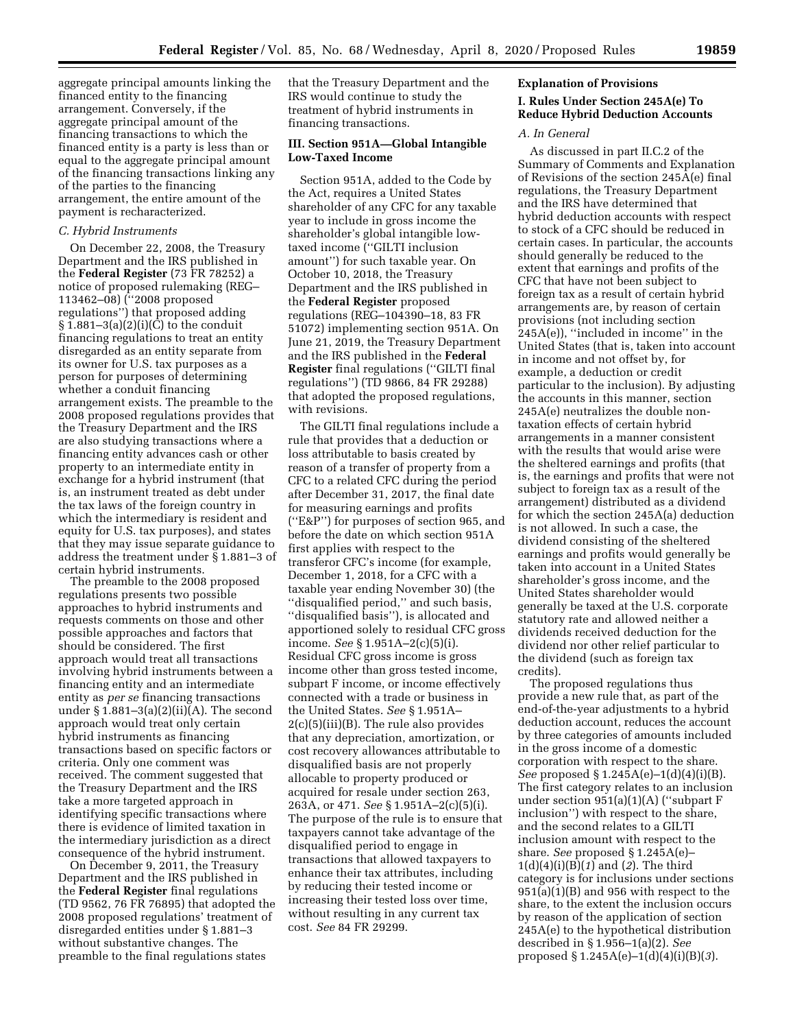aggregate principal amounts linking the financed entity to the financing arrangement. Conversely, if the aggregate principal amount of the financing transactions to which the financed entity is a party is less than or equal to the aggregate principal amount of the financing transactions linking any of the parties to the financing arrangement, the entire amount of the payment is recharacterized.

### C. Hybrid Instruments

On December 22, 2008, the Treasury Department and the IRS published in the **Federal Register** (73 FR 78252) a notice of proposed rulemaking (REG–113462–08) (''2008 proposed regulations'') that proposed adding § 1.881–3(a)(2)(i)(C) to the conduit financing regulations to treat an entity disregarded as an entity separate from its owner for U.S. tax purposes as a person for purposes of determining whether a conduit financing arrangement exists. The preamble to the 2008 proposed regulations provides that the Treasury Department and the IRS are also studying transactions where a financing entity advances cash or other property to an intermediate entity in exchange for a hybrid instrument (that is, an instrument treated as debt under the tax laws of the foreign country in which the intermediary is resident and equity for U.S. tax purposes), and states that they may issue separate guidance to address the treatment under § 1.881–3 of certain hybrid instruments.

The preamble to the 2008 proposed regulations presents two possible approaches to hybrid instruments and requests comments on those and other possible approaches and factors that should be considered. The first approach would treat all transactions involving hybrid instruments between a financing entity and an intermediate entity as *per se* financing transactions under § 1.881–3(a)(2)(ii)(A). The second approach would treat only certain hybrid instruments as financing transactions based on specific factors or criteria. Only one comment was received. The comment suggested that the Treasury Department and the IRS take a more targeted approach in identifying specific transactions where there is evidence of limited taxation in the intermediary jurisdiction as a direct consequence of the hybrid instrument.

On December 9, 2011, the Treasury Department and the IRS published in the **Federal Register** final regulations (TD 9562, 76 FR 76895) that adopted the 2008 proposed regulations' treatment of disregarded entities under § 1.881–3 without substantive changes. The preamble to the final regulations states that the Treasury Department and the IRS would continue to study the treatment of hybrid instruments in financing transactions.

## III. Section 951A—Global Intangible Low-Taxed Income

Section 951A, added to the Code by the Act, requires a United States shareholder of any CFC for any taxable year to include in gross income the shareholder's global intangible low-taxed income (''GILTI inclusion amount'') for such taxable year. On October 10, 2018, the Treasury Department and the IRS published in the **Federal Register** proposed regulations (REG–104390–18, 83 FR 51072) implementing section 951A. On June 21, 2019, the Treasury Department and the IRS published in the **Federal Register** final regulations (''GILTI final regulations'') (TD 9866, 84 FR 29288) that adopted the proposed regulations, with revisions.

The GILTI final regulations include a rule that provides that a deduction or loss attributable to basis created by reason of a transfer of property from a CFC to a related CFC during the period after December 31, 2017, the final date for measuring earnings and profits (''E&P'') for purposes of section 965, and before the date on which section 951A first applies with respect to the transferor CFC's income (for example, December 1, 2018, for a CFC with a taxable year ending November 30) (the ''disqualified period,'' and such basis, ''disqualified basis''), is allocated and apportioned solely to residual CFC gross income. *See* § 1.951A–2(c)(5)(i). Residual CFC gross income is gross income other than gross tested income, subpart F income, or income effectively connected with a trade or business in the United States. *See* § 1.951A–2(c)(5)(iii)(B). The rule also provides that any depreciation, amortization, or cost recovery allowances attributable to disqualified basis are not properly allocable to property produced or acquired for resale under section 263, 263A, or 471. *See* § 1.951A–2(c)(5)(i). The purpose of the rule is to ensure that taxpayers cannot take advantage of the disqualified period to engage in transactions that allowed taxpayers to enhance their tax attributes, including by reducing their tested income or increasing their tested loss over time, without resulting in any current tax cost. *See* 84 FR 29299.

## Explanation of Provisions

## I. Rules Under Section 245A(e) To Reduce Hybrid Deduction Accounts

### A. In General

As discussed in part II.C.2 of the Summary of Comments and Explanation of Revisions of the section 245A(e) final regulations, the Treasury Department and the IRS have determined that hybrid deduction accounts with respect to stock of a CFC should be reduced in certain cases. In particular, the accounts should generally be reduced to the extent that earnings and profits of the CFC that have not been subject to foreign tax as a result of certain hybrid arrangements are, by reason of certain provisions (not including section 245A(e)), ''included in income'' in the United States (that is, taken into account in income and not offset by, for example, a deduction or credit particular to the inclusion). By adjusting the accounts in this manner, section 245A(e) neutralizes the double non-taxation effects of certain hybrid arrangements in a manner consistent with the results that would arise were the sheltered earnings and profits (that is, the earnings and profits that were not subject to foreign tax as a result of the arrangement) distributed as a dividend for which the section 245A(a) deduction is not allowed. In such a case, the dividend consisting of the sheltered earnings and profits would generally be taken into account in a United States shareholder's gross income, and the United States shareholder would generally be taxed at the U.S. corporate statutory rate and allowed neither a dividends received deduction for the dividend nor other relief particular to the dividend (such as foreign tax credits).

The proposed regulations thus provide a new rule that, as part of the end-of-the-year adjustments to a hybrid deduction account, reduces the account by three categories of amounts included in the gross income of a domestic corporation with respect to the share. *See* proposed § 1.245A(e)–1(d)(4)(i)(B). The first category relates to an inclusion under section 951(a)(1)(A) (''subpart F inclusion'') with respect to the share, and the second relates to a GILTI inclusion amount with respect to the share. *See* proposed § 1.245A(e)–1(d)(4)(i)(B)(*1*) and (*2*). The third category is for inclusions under sections 951(a)(1)(B) and 956 with respect to the share, to the extent the inclusion occurs by reason of the application of section 245A(e) to the hypothetical distribution described in § 1.956–1(a)(2). *See* proposed § 1.245A(e)–1(d)(4)(i)(B)(*3*).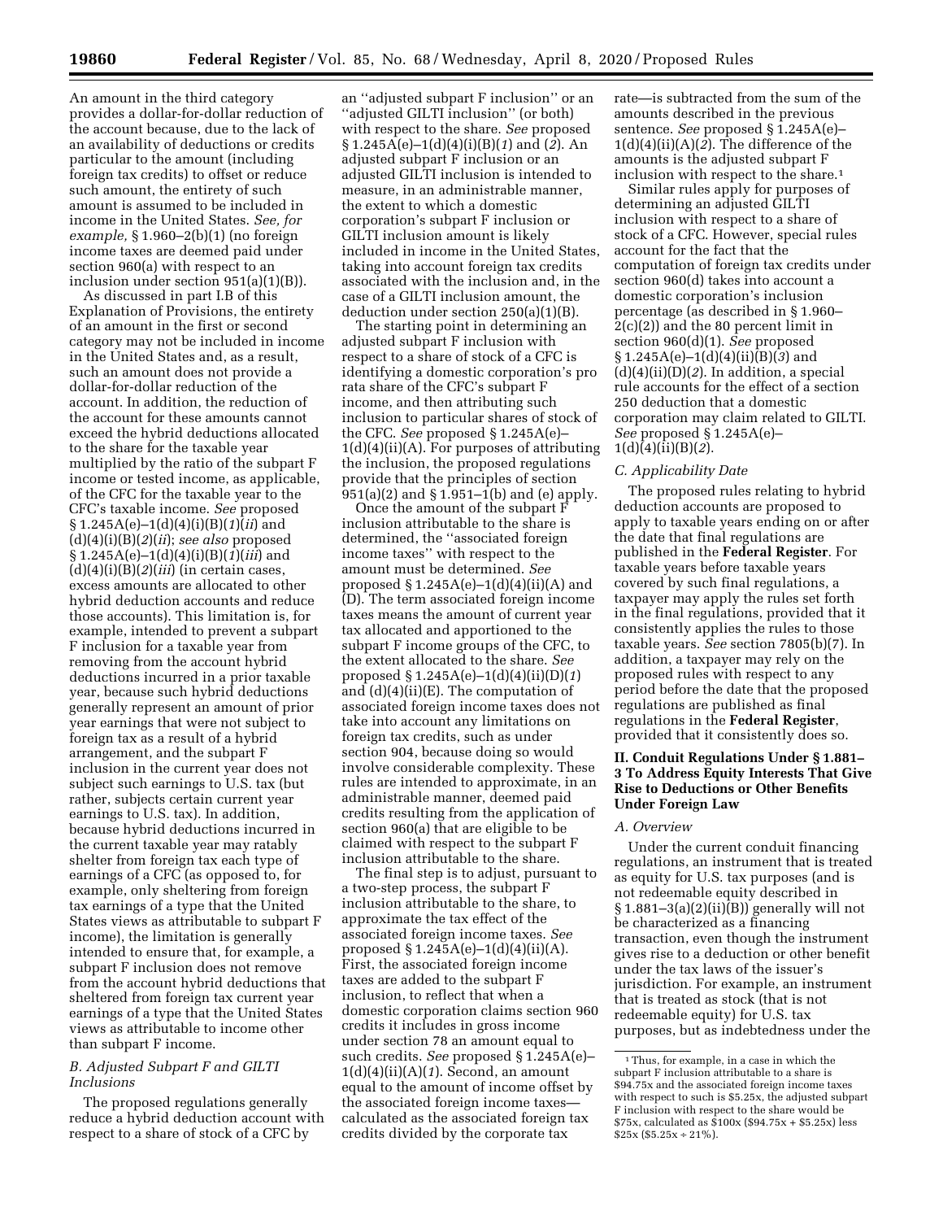An amount in the third category provides a dollar-for-dollar reduction of the account because, due to the lack of an availability of deductions or credits particular to the amount (including foreign tax credits) to offset or reduce such amount, the entirety of such amount is assumed to be included in income in the United States. *See, for example,* § 1.960–2(b)(1) (no foreign income taxes are deemed paid under section 960(a) with respect to an inclusion under section 951(a)(1)(B)).

As discussed in part I.B of this Explanation of Provisions, the entirety of an amount in the first or second category may not be included in income in the United States and, as a result, such an amount does not provide a dollar-for-dollar reduction of the account. In addition, the reduction of the account for these amounts cannot exceed the hybrid deductions allocated to the share for the taxable year multiplied by the ratio of the subpart F income or tested income, as applicable, of the CFC for the taxable year to the CFC's taxable income. *See* proposed § 1.245A(e)–1(d)(4)(i)(B)(*1*)(*ii*) and (d)(4)(i)(B)(*2*)(*ii*); *see also* proposed § 1.245A(e)–1(d)(4)(i)(B)(*1*)(*iii*) and (d)(4)(i)(B)(*2*)(*iii*) (in certain cases, excess amounts are allocated to other hybrid deduction accounts and reduce those accounts). This limitation is, for example, intended to prevent a subpart F inclusion for a taxable year from removing from the account hybrid deductions incurred in a prior taxable year, because such hybrid deductions generally represent an amount of prior year earnings that were not subject to foreign tax as a result of a hybrid arrangement, and the subpart F inclusion in the current year does not subject such earnings to U.S. tax (but rather, subjects certain current year earnings to U.S. tax). In addition, because hybrid deductions incurred in the current taxable year may ratably shelter from foreign tax each type of earnings of a CFC (as opposed to, for example, only sheltering from foreign tax earnings of a type that the United States views as attributable to subpart F income), the limitation is generally intended to ensure that, for example, a subpart F inclusion does not remove from the account hybrid deductions that sheltered from foreign tax current year earnings of a type that the United States views as attributable to income other than subpart F income.

### *B. Adjusted Subpart F and GILTI Inclusions*

The proposed regulations generally reduce a hybrid deduction account with respect to a share of stock of a CFC by an ''adjusted subpart F inclusion'' or an ''adjusted GILTI inclusion'' (or both) with respect to the share. *See* proposed § 1.245A(e)–1(d)(4)(i)(B)(*1*) and (*2*). An adjusted subpart F inclusion or an adjusted GILTI inclusion is intended to measure, in an administrable manner, the extent to which a domestic corporation's subpart F inclusion or GILTI inclusion amount is likely included in income in the United States, taking into account foreign tax credits associated with the inclusion and, in the case of a GILTI inclusion amount, the deduction under section 250(a)(1)(B).

The starting point in determining an adjusted subpart F inclusion with respect to a share of stock of a CFC is identifying a domestic corporation's pro rata share of the CFC's subpart F income, and then attributing such inclusion to particular shares of stock of the CFC. *See* proposed § 1.245A(e)–1(d)(4)(ii)(A). For purposes of attributing the inclusion, the proposed regulations provide that the principles of section 951(a)(2) and § 1.951–1(b) and (e) apply.

Once the amount of the subpart F inclusion attributable to the share is determined, the ''associated foreign income taxes'' with respect to the amount must be determined. *See* proposed § 1.245A(e)–1(d)(4)(ii)(A) and (D). The term associated foreign income taxes means the amount of current year tax allocated and apportioned to the subpart F income groups of the CFC, to the extent allocated to the share. *See* proposed § 1.245A(e)–1(d)(4)(ii)(D)(*1*) and (d)(4)(ii)(E). The computation of associated foreign income taxes does not take into account any limitations on foreign tax credits, such as under section 904, because doing so would involve considerable complexity. These rules are intended to approximate, in an administrable manner, deemed paid credits resulting from the application of section 960(a) that are eligible to be claimed with respect to the subpart F inclusion attributable to the share.

The final step is to adjust, pursuant to a two-step process, the subpart F inclusion attributable to the share, to approximate the tax effect of the associated foreign income taxes. *See* proposed § 1.245A(e)–1(d)(4)(ii)(A). First, the associated foreign income taxes are added to the subpart F inclusion, to reflect that when a domestic corporation claims section 960 credits it includes in gross income under section 78 an amount equal to such credits. *See* proposed § 1.245A(e)–1(d)(4)(ii)(A)(*1*). Second, an amount equal to the amount of income offset by the associated foreign income taxes—calculated as the associated foreign tax credits divided by the corporate tax rate—is subtracted from the sum of the amounts described in the previous sentence. *See* proposed § 1.245A(e)–1(d)(4)(ii)(A)(*2*). The difference of the amounts is the adjusted subpart F inclusion with respect to the share.[1]

Similar rules apply for purposes of determining an adjusted GILTI inclusion with respect to a share of stock of a CFC. However, special rules account for the fact that the computation of foreign tax credits under section 960(d) takes into account a domestic corporation's inclusion percentage (as described in § 1.960–2(c)(2)) and the 80 percent limit in section 960(d)(1). *See* proposed § 1.245A(e)–1(d)(4)(ii)(B)(*3*) and (d)(4)(ii)(D)(*2*). In addition, a special rule accounts for the effect of a section 250 deduction that a domestic corporation may claim related to GILTI. *See* proposed § 1.245A(e)–1(d)(4)(ii)(B)(*2*).

### *C. Applicability Date*

The proposed rules relating to hybrid deduction accounts are proposed to apply to taxable years ending on or after the date that final regulations are published in the **Federal Register**. For taxable years before taxable years covered by such final regulations, a taxpayer may apply the rules set forth in the final regulations, provided that it consistently applies the rules to those taxable years. *See* section 7805(b)(7). In addition, a taxpayer may rely on the proposed rules with respect to any period before the date that the proposed regulations are published as final regulations in the **Federal Register**, provided that it consistently does so.

## II. Conduit Regulations Under § 1.881–3 To Address Equity Interests That Give Rise to Deductions or Other Benefits Under Foreign Law

### *A. Overview*

Under the current conduit financing regulations, an instrument that is treated as equity for U.S. tax purposes (and is not redeemable equity described in § 1.881–3(a)(2)(ii)(B)) generally will not be characterized as a financing transaction, even though the instrument gives rise to a deduction or other benefit under the tax laws of the issuer's jurisdiction. For example, an instrument that is treated as stock (that is not redeemable equity) for U.S. tax purposes, but as indebtedness under the

---

[1] Thus, for example, in a case in which the subpart F inclusion attributable to a share is \$94.75x and the associated foreign income taxes with respect to such is \$5.25x, the adjusted subpart F inclusion with respect to the share would be \$75x, calculated as \$100x (\$94.75x + \$5.25x) less \$25x (\$5.25x ÷ 21%).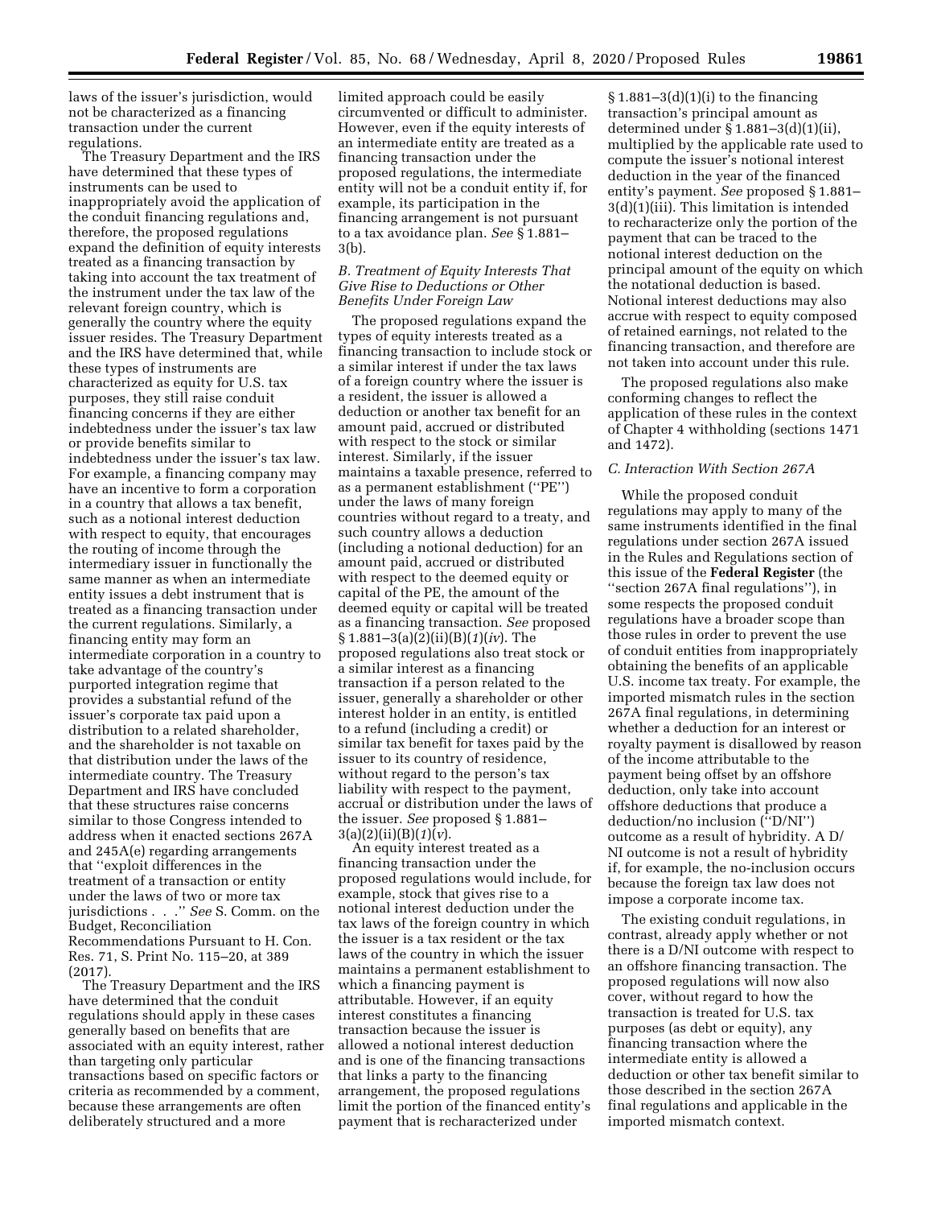laws of the issuer's jurisdiction, would not be characterized as a financing transaction under the current regulations.

The Treasury Department and the IRS have determined that these types of instruments can be used to inappropriately avoid the application of the conduit financing regulations and, therefore, the proposed regulations expand the definition of equity interests treated as a financing transaction by taking into account the tax treatment of the instrument under the tax law of the relevant foreign country, which is generally the country where the equity issuer resides. The Treasury Department and the IRS have determined that, while these types of instruments are characterized as equity for U.S. tax purposes, they still raise conduit financing concerns if they are either indebtedness under the issuer's tax law or provide benefits similar to indebtedness under the issuer's tax law. For example, a financing company may have an incentive to form a corporation in a country that allows a tax benefit, such as a notional interest deduction with respect to equity, that encourages the routing of income through the intermediary issuer in functionally the same manner as when an intermediate entity issues a debt instrument that is treated as a financing transaction under the current regulations. Similarly, a financing entity may form an intermediate corporation in a country to take advantage of the country's purported integration regime that provides a substantial refund of the issuer's corporate tax paid upon a distribution to a related shareholder, and the shareholder is not taxable on that distribution under the laws of the intermediate country. The Treasury Department and IRS have concluded that these structures raise concerns similar to those Congress intended to address when it enacted sections 267A and 245A(e) regarding arrangements that "exploit differences in the treatment of a transaction or entity under the laws of two or more tax jurisdictions . . ." *See* S. Comm. on the Budget, Reconciliation Recommendations Pursuant to H. Con. Res. 71, S. Print No. 115–20, at 389 (2017).

The Treasury Department and the IRS have determined that the conduit regulations should apply in these cases generally based on benefits that are associated with an equity interest, rather than targeting only particular transactions based on specific factors or criteria as recommended by a comment, because these arrangements are often deliberately structured and a more limited approach could be easily circumvented or difficult to administer. However, even if the equity interests of an intermediate entity are treated as a financing transaction under the proposed regulations, the intermediate entity will not be a conduit entity if, for example, its participation in the financing arrangement is not pursuant to a tax avoidance plan. *See* § 1.881–3(b).

### *B. Treatment of Equity Interests That Give Rise to Deductions or Other Benefits Under Foreign Law*

The proposed regulations expand the types of equity interests treated as a financing transaction to include stock or a similar interest if under the tax laws of a foreign country where the issuer is a resident, the issuer is allowed a deduction or another tax benefit for an amount paid, accrued or distributed with respect to the stock or similar interest. Similarly, if the issuer maintains a taxable presence, referred to as a permanent establishment ("PE") under the laws of many foreign countries without regard to a treaty, and such country allows a deduction (including a notional deduction) for an amount paid, accrued or distributed with respect to the deemed equity or capital of the PE, the amount of the deemed equity or capital will be treated as a financing transaction. *See* proposed § 1.881–3(a)(2)(ii)(B)(*1*)(*iv*). The proposed regulations also treat stock or a similar interest as a financing transaction if a person related to the issuer, generally a shareholder or other interest holder in an entity, is entitled to a refund (including a credit) or similar tax benefit for taxes paid by the issuer to its country of residence, without regard to the person's tax liability with respect to the payment, accrual or distribution under the laws of the issuer. *See* proposed § 1.881–3(a)(2)(ii)(B)(*1*)(*v*).

An equity interest treated as a financing transaction under the proposed regulations would include, for example, stock that gives rise to a notional interest deduction under the tax laws of the foreign country in which the issuer is a tax resident or the tax laws of the country in which the issuer maintains a permanent establishment to which a financing payment is attributable. However, if an equity interest constitutes a financing transaction because the issuer is allowed a notional interest deduction and is one of the financing transactions that links a party to the financing arrangement, the proposed regulations limit the portion of the financed entity's payment that is recharacterized under § 1.881–3(d)(1)(i) to the financing transaction's principal amount as determined under § 1.881–3(d)(1)(ii), multiplied by the applicable rate used to compute the issuer's notional interest deduction in the year of the financed entity's payment. *See* proposed § 1.881–3(d)(1)(iii). This limitation is intended to recharacterize only the portion of the payment that can be traced to the notional interest deduction on the principal amount of the equity on which the notational deduction is based. Notional interest deductions may also accrue with respect to equity composed of retained earnings, not related to the financing transaction, and therefore are not taken into account under this rule.

The proposed regulations also make conforming changes to reflect the application of these rules in the context of Chapter 4 withholding (sections 1471 and 1472).

### *C. Interaction With Section 267A*

While the proposed conduit regulations may apply to many of the same instruments identified in the final regulations under section 267A issued in the Rules and Regulations section of this issue of the **Federal Register** (the "section 267A final regulations"), in some respects the proposed conduit regulations have a broader scope than those rules in order to prevent the use of conduit entities from inappropriately obtaining the benefits of an applicable U.S. income tax treaty. For example, the imported mismatch rules in the section 267A final regulations, in determining whether a deduction for an interest or royalty payment is disallowed by reason of the income attributable to the payment being offset by an offshore deduction, only take into account offshore deductions that produce a deduction/no inclusion ("D/NI") outcome as a result of hybridity. A D/NI outcome is not a result of hybridity if, for example, the no-inclusion occurs because the foreign tax law does not impose a corporate income tax.

The existing conduit regulations, in contrast, already apply whether or not there is a D/NI outcome with respect to an offshore financing transaction. The proposed regulations will now also cover, without regard to how the transaction is treated for U.S. tax purposes (as debt or equity), any financing transaction where the intermediate entity is allowed a deduction or other tax benefit similar to those described in the section 267A final regulations and applicable in the imported mismatch context.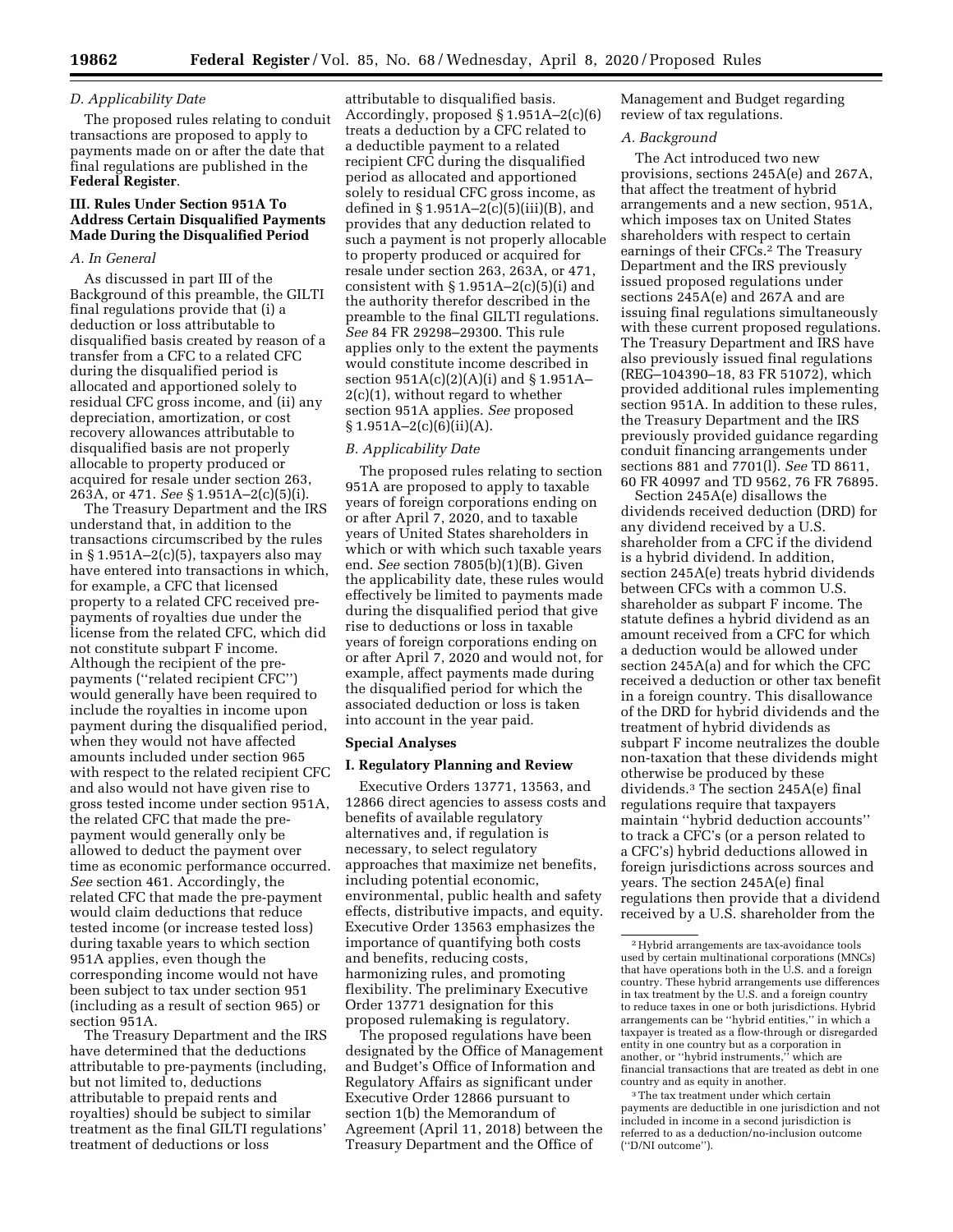### D. Applicability Date

The proposed rules relating to conduit transactions are proposed to apply to payments made on or after the date that final regulations are published in the **Federal Register**.

### III. Rules Under Section 951A To Address Certain Disqualified Payments Made During the Disqualified Period

#### A. In General

As discussed in part III of the Background of this preamble, the GILTI final regulations provide that (i) a deduction or loss attributable to disqualified basis created by reason of a transfer from a CFC to a related CFC during the disqualified period is allocated and apportioned solely to residual CFC gross income, and (ii) any depreciation, amortization, or cost recovery allowances attributable to disqualified basis are not properly allocable to property produced or acquired for resale under section 263, 263A, or 471. *See* § 1.951A–2(c)(5)(i).

The Treasury Department and the IRS understand that, in addition to the transactions circumscribed by the rules in § 1.951A–2(c)(5), taxpayers also may have entered into transactions in which, for example, a CFC that licensed property to a related CFC received pre-payments of royalties due under the license from the related CFC, which did not constitute subpart F income. Although the recipient of the pre-payments (''related recipient CFC'') would generally have been required to include the royalties in income upon payment during the disqualified period, when they would not have affected amounts included under section 965 with respect to the related recipient CFC and also would not have given rise to gross tested income under section 951A, the related CFC that made the pre-payment would generally only be allowed to deduct the payment over time as economic performance occurred. *See* section 461. Accordingly, the related CFC that made the pre-payment would claim deductions that reduce tested income (or increase tested loss) during taxable years to which section 951A applies, even though the corresponding income would not have been subject to tax under section 951 (including as a result of section 965) or section 951A.

The Treasury Department and the IRS have determined that the deductions attributable to pre-payments (including, but not limited to, deductions attributable to prepaid rents and royalties) should be subject to similar treatment as the final GILTI regulations' treatment of deductions or loss attributable to disqualified basis. Accordingly, proposed § 1.951A–2(c)(6) treats a deduction by a CFC related to a deductible payment to a related recipient CFC during the disqualified period as allocated and apportioned solely to residual CFC gross income, as defined in § 1.951A–2(c)(5)(iii)(B), and provides that any deduction related to such a payment is not properly allocable to property produced or acquired for resale under section 263, 263A, or 471, consistent with § 1.951A–2(c)(5)(i) and the authority therefor described in the preamble to the final GILTI regulations. *See* 84 FR 29298–29300. This rule applies only to the extent the payments would constitute income described in section 951A(c)(2)(A)(i) and § 1.951A–2(c)(1), without regard to whether section 951A applies. *See* proposed § 1.951A–2(c)(6)(ii)(A).

#### B. Applicability Date

The proposed rules relating to section 951A are proposed to apply to taxable years of foreign corporations ending on or after April 7, 2020, and to taxable years of United States shareholders in which or with which such taxable years end. *See* section 7805(b)(1)(B). Given the applicability date, these rules would effectively be limited to payments made during the disqualified period that give rise to deductions or loss in taxable years of foreign corporations ending on or after April 7, 2020 and would not, for example, affect payments made during the disqualified period for which the associated deduction or loss is taken into account in the year paid.

## Special Analyses

### I. Regulatory Planning and Review

Executive Orders 13771, 13563, and 12866 direct agencies to assess costs and benefits of available regulatory alternatives and, if regulation is necessary, to select regulatory approaches that maximize net benefits, including potential economic, environmental, public health and safety effects, distributive impacts, and equity. Executive Order 13563 emphasizes the importance of quantifying both costs and benefits, reducing costs, harmonizing rules, and promoting flexibility. The preliminary Executive Order 13771 designation for this proposed rulemaking is regulatory.

The proposed regulations have been designated by the Office of Management and Budget's Office of Information and Regulatory Affairs as significant under Executive Order 12866 pursuant to section 1(b) the Memorandum of Agreement (April 11, 2018) between the Treasury Department and the Office of Management and Budget regarding review of tax regulations.

#### A. Background

The Act introduced two new provisions, sections 245A(e) and 267A, that affect the treatment of hybrid arrangements and a new section, 951A, which imposes tax on United States shareholders with respect to certain earnings of their CFCs.[2] The Treasury Department and the IRS previously issued proposed regulations under sections 245A(e) and 267A and are issuing final regulations simultaneously with these current proposed regulations. The Treasury Department and IRS have also previously issued final regulations (REG–104390–18, 83 FR 51072), which provided additional rules implementing section 951A. In addition to these rules, the Treasury Department and the IRS previously provided guidance regarding conduit financing arrangements under sections 881 and 7701(l). *See* TD 8611, 60 FR 40997 and TD 9562, 76 FR 76895.

Section 245A(e) disallows the dividends received deduction (DRD) for any dividend received by a U.S. shareholder from a CFC if the dividend is a hybrid dividend. In addition, section 245A(e) treats hybrid dividends between CFCs with a common U.S. shareholder as subpart F income. The statute defines a hybrid dividend as an amount received from a CFC for which a deduction would be allowed under section 245A(a) and for which the CFC received a deduction or other tax benefit in a foreign country. This disallowance of the DRD for hybrid dividends and the treatment of hybrid dividends as subpart F income neutralizes the double non-taxation that these dividends might otherwise be produced by these dividends.[3] The section 245A(e) final regulations require that taxpayers maintain ''hybrid deduction accounts'' to track a CFC's (or a person related to a CFC's) hybrid deductions allowed in foreign jurisdictions across sources and years. The section 245A(e) final regulations then provide that a dividend received by a U.S. shareholder from the

---

[2] Hybrid arrangements are tax-avoidance tools used by certain multinational corporations (MNCs) that have operations both in the U.S. and a foreign country. These hybrid arrangements use differences in tax treatment by the U.S. and a foreign country to reduce taxes in one or both jurisdictions. Hybrid arrangements can be ''hybrid entities,'' in which a taxpayer is treated as a flow-through or disregarded entity in one country but as a corporation in another, or ''hybrid instruments,'' which are financial transactions that are treated as debt in one country and as equity in another.

[3] The tax treatment under which certain payments are deductible in one jurisdiction and not included in income in a second jurisdiction is referred to as a deduction/no-inclusion outcome (''D/NI outcome'').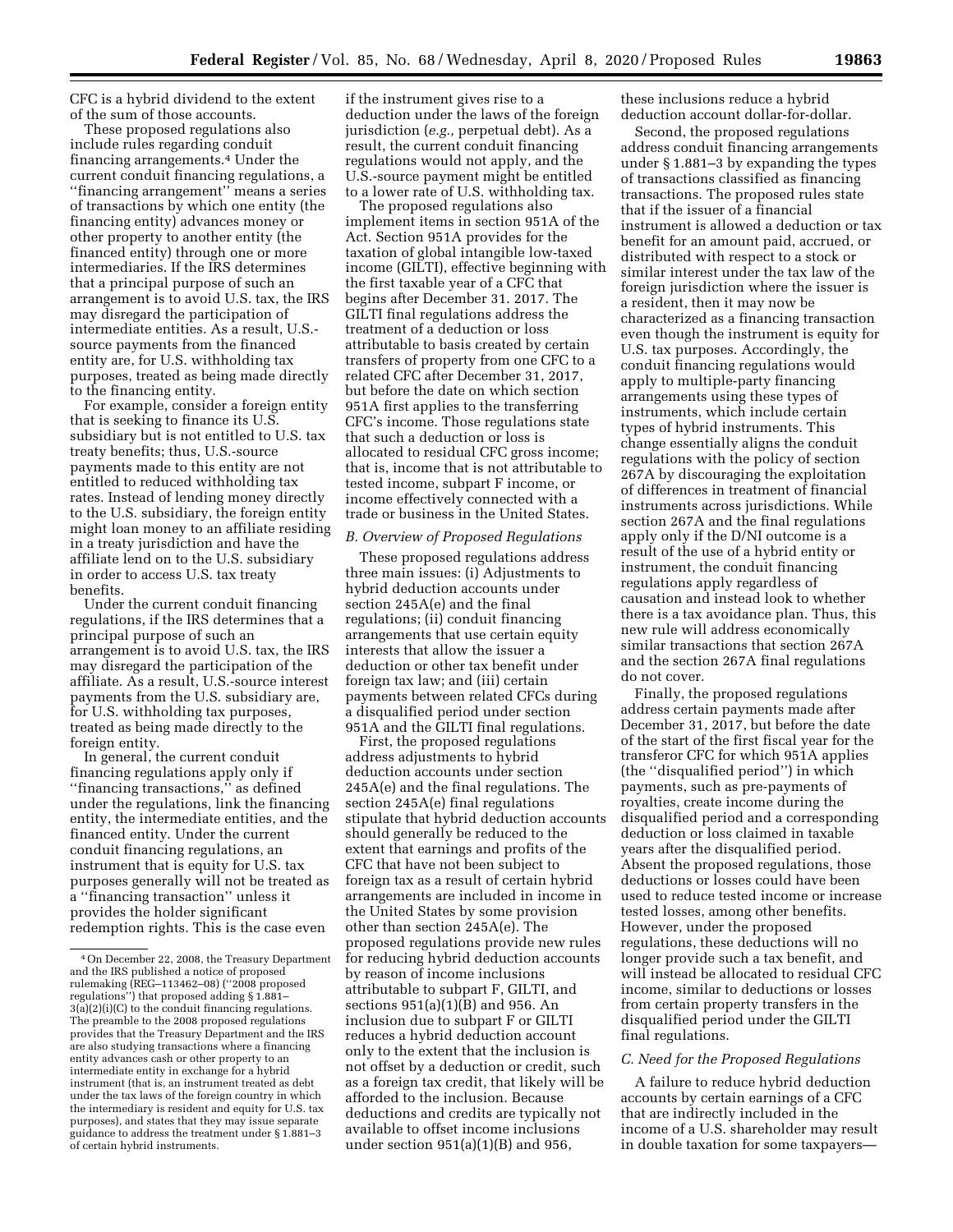CFC is a hybrid dividend to the extent of the sum of those accounts.

These proposed regulations also include rules regarding conduit financing arrangements.[4] Under the current conduit financing regulations, a ''financing arrangement'' means a series of transactions by which one entity (the financing entity) advances money or other property to another entity (the financed entity) through one or more intermediaries. If the IRS determines that a principal purpose of such an arrangement is to avoid U.S. tax, the IRS may disregard the participation of intermediate entities. As a result, U.S.-source payments from the financed entity are, for U.S. withholding tax purposes, treated as being made directly to the financing entity.

For example, consider a foreign entity that is seeking to finance its U.S. subsidiary but is not entitled to U.S. tax treaty benefits; thus, U.S.-source payments made to this entity are not entitled to reduced withholding tax rates. Instead of lending money directly to the U.S. subsidiary, the foreign entity might loan money to an affiliate residing in a treaty jurisdiction and have the affiliate lend on to the U.S. subsidiary in order to access U.S. tax treaty benefits.

Under the current conduit financing regulations, if the IRS determines that a principal purpose of such an arrangement is to avoid U.S. tax, the IRS may disregard the participation of the affiliate. As a result, U.S.-source interest payments from the U.S. subsidiary are, for U.S. withholding tax purposes, treated as being made directly to the foreign entity.

In general, the current conduit financing regulations apply only if ''financing transactions,'' as defined under the regulations, link the financing entity, the intermediate entities, and the financed entity. Under the current conduit financing regulations, an instrument that is equity for U.S. tax purposes generally will not be treated as a ''financing transaction'' unless it provides the holder significant redemption rights. This is the case even if the instrument gives rise to a deduction under the laws of the foreign jurisdiction (*e.g.,* perpetual debt). As a result, the current conduit financing regulations would not apply, and the U.S.-source payment might be entitled to a lower rate of U.S. withholding tax.

The proposed regulations also implement items in section 951A of the Act. Section 951A provides for the taxation of global intangible low-taxed income (GILTI), effective beginning with the first taxable year of a CFC that begins after December 31. 2017. The GILTI final regulations address the treatment of a deduction or loss attributable to basis created by certain transfers of property from one CFC to a related CFC after December 31, 2017, but before the date on which section 951A first applies to the transferring CFC's income. Those regulations state that such a deduction or loss is allocated to residual CFC gross income; that is, income that is not attributable to tested income, subpart F income, or income effectively connected with a trade or business in the United States.

### *B. Overview of Proposed Regulations*

These proposed regulations address three main issues: (i) Adjustments to hybrid deduction accounts under section 245A(e) and the final regulations; (ii) conduit financing arrangements that use certain equity interests that allow the issuer a deduction or other tax benefit under foreign tax law; and (iii) certain payments between related CFCs during a disqualified period under section 951A and the GILTI final regulations.

First, the proposed regulations address adjustments to hybrid deduction accounts under section 245A(e) and the final regulations. The section 245A(e) final regulations stipulate that hybrid deduction accounts should generally be reduced to the extent that earnings and profits of the CFC that have not been subject to foreign tax as a result of certain hybrid arrangements are included in income in the United States by some provision other than section 245A(e). The proposed regulations provide new rules for reducing hybrid deduction accounts by reason of income inclusions attributable to subpart F, GILTI, and sections 951(a)(1)(B) and 956. An inclusion due to subpart F or GILTI reduces a hybrid deduction account only to the extent that the inclusion is not offset by a deduction or credit, such as a foreign tax credit, that likely will be afforded to the inclusion. Because deductions and credits are typically not available to offset income inclusions under section 951(a)(1)(B) and 956, these inclusions reduce a hybrid deduction account dollar-for-dollar.

Second, the proposed regulations address conduit financing arrangements under § 1.881–3 by expanding the types of transactions classified as financing transactions. The proposed rules state that if the issuer of a financial instrument is allowed a deduction or tax benefit for an amount paid, accrued, or distributed with respect to a stock or similar interest under the tax law of the foreign jurisdiction where the issuer is a resident, then it may now be characterized as a financing transaction even though the instrument is equity for U.S. tax purposes. Accordingly, the conduit financing regulations would apply to multiple-party financing arrangements using these types of instruments, which include certain types of hybrid instruments. This change essentially aligns the conduit regulations with the policy of section 267A by discouraging the exploitation of differences in treatment of financial instruments across jurisdictions. While section 267A and the final regulations apply only if the D/NI outcome is a result of the use of a hybrid entity or instrument, the conduit financing regulations apply regardless of causation and instead look to whether there is a tax avoidance plan. Thus, this new rule will address economically similar transactions that section 267A and the section 267A final regulations do not cover.

Finally, the proposed regulations address certain payments made after December 31, 2017, but before the date of the start of the first fiscal year for the transferor CFC for which 951A applies (the ''disqualified period'') in which payments, such as pre-payments of royalties, create income during the disqualified period and a corresponding deduction or loss claimed in taxable years after the disqualified period. Absent the proposed regulations, those deductions or losses could have been used to reduce tested income or increase tested losses, among other benefits. However, under the proposed regulations, these deductions will no longer provide such a tax benefit, and will instead be allocated to residual CFC income, similar to deductions or losses from certain property transfers in the disqualified period under the GILTI final regulations.

### *C. Need for the Proposed Regulations*

A failure to reduce hybrid deduction accounts by certain earnings of a CFC that are indirectly included in the income of a U.S. shareholder may result in double taxation for some taxpayers—

---

[4] On December 22, 2008, the Treasury Department and the IRS published a notice of proposed rulemaking (REG–113462–08) (''2008 proposed regulations'') that proposed adding § 1.881–3(a)(2)(i)(C) to the conduit financing regulations. The preamble to the 2008 proposed regulations provides that the Treasury Department and the IRS are also studying transactions where a financing entity advances cash or other property to an intermediate entity in exchange for a hybrid instrument (that is, an instrument treated as debt under the tax laws of the foreign country in which the intermediary is resident and equity for U.S. tax purposes), and states that they may issue separate guidance to address the treatment under § 1.881–3 of certain hybrid instruments.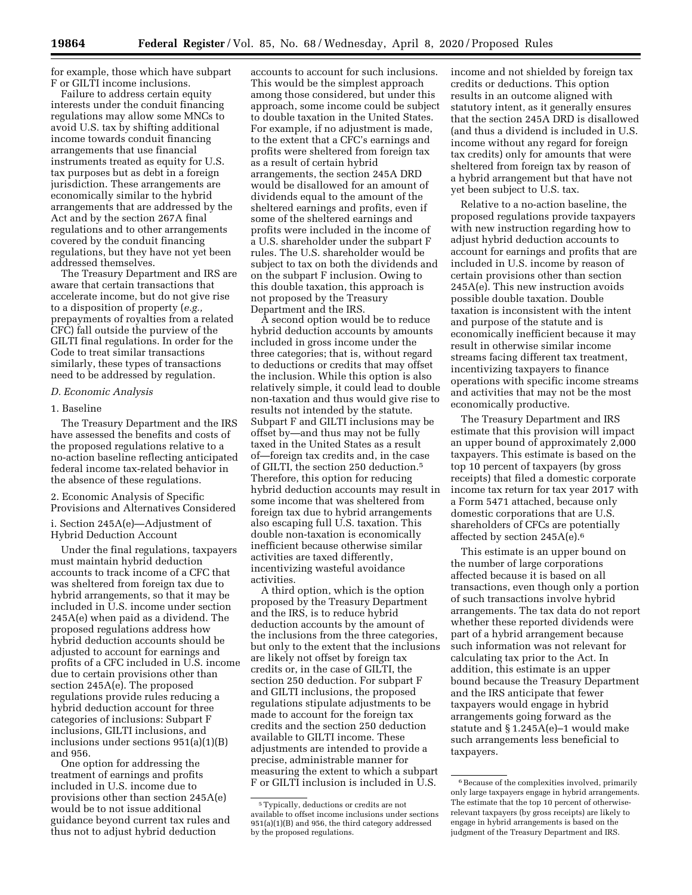for example, those which have subpart F or GILTI income inclusions.

Failure to address certain equity interests under the conduit financing regulations may allow some MNCs to avoid U.S. tax by shifting additional income towards conduit financing arrangements that use financial instruments treated as equity for U.S. tax purposes but as debt in a foreign jurisdiction. These arrangements are economically similar to the hybrid arrangements that are addressed by the Act and by the section 267A final regulations and to other arrangements covered by the conduit financing regulations, but they have not yet been addressed themselves.

The Treasury Department and IRS are aware that certain transactions that accelerate income, but do not give rise to a disposition of property (*e.g.,* prepayments of royalties from a related CFC) fall outside the purview of the GILTI final regulations. In order for the Code to treat similar transactions similarly, these types of transactions need to be addressed by regulation.

### *D. Economic Analysis*

#### 1. Baseline

The Treasury Department and the IRS have assessed the benefits and costs of the proposed regulations relative to a no-action baseline reflecting anticipated federal income tax-related behavior in the absence of these regulations.

#### 2. Economic Analysis of Specific Provisions and Alternatives Considered

##### i. Section 245A(e)—Adjustment of Hybrid Deduction Account

Under the final regulations, taxpayers must maintain hybrid deduction accounts to track income of a CFC that was sheltered from foreign tax due to hybrid arrangements, so that it may be included in U.S. income under section 245A(e) when paid as a dividend. The proposed regulations address how hybrid deduction accounts should be adjusted to account for earnings and profits of a CFC included in U.S. income due to certain provisions other than section 245A(e). The proposed regulations provide rules reducing a hybrid deduction account for three categories of inclusions: Subpart F inclusions, GILTI inclusions, and inclusions under sections 951(a)(1)(B) and 956.

One option for addressing the treatment of earnings and profits included in U.S. income due to provisions other than section 245A(e) would be to not issue additional guidance beyond current tax rules and thus not to adjust hybrid deduction accounts to account for such inclusions. This would be the simplest approach among those considered, but under this approach, some income could be subject to double taxation in the United States. For example, if no adjustment is made, to the extent that a CFC's earnings and profits were sheltered from foreign tax as a result of certain hybrid arrangements, the section 245A DRD would be disallowed for an amount of dividends equal to the amount of the sheltered earnings and profits, even if some of the sheltered earnings and profits were included in the income of a U.S. shareholder under the subpart F rules. The U.S. shareholder would be subject to tax on both the dividends and on the subpart F inclusion. Owing to this double taxation, this approach is not proposed by the Treasury Department and the IRS.

A second option would be to reduce hybrid deduction accounts by amounts included in gross income under the three categories; that is, without regard to deductions or credits that may offset the inclusion. While this option is also relatively simple, it could lead to double non-taxation and thus would give rise to results not intended by the statute. Subpart F and GILTI inclusions may be offset by—and thus may not be fully taxed in the United States as a result of—foreign tax credits and, in the case of GILTI, the section 250 deduction.[5] Therefore, this option for reducing hybrid deduction accounts may result in some income that was sheltered from foreign tax due to hybrid arrangements also escaping full U.S. taxation. This double non-taxation is economically inefficient because otherwise similar activities are taxed differently, incentivizing wasteful avoidance activities.

A third option, which is the option proposed by the Treasury Department and the IRS, is to reduce hybrid deduction accounts by the amount of the inclusions from the three categories, but only to the extent that the inclusions are likely not offset by foreign tax credits or, in the case of GILTI, the section 250 deduction. For subpart F and GILTI inclusions, the proposed regulations stipulate adjustments to be made to account for the foreign tax credits and the section 250 deduction available to GILTI income. These adjustments are intended to provide a precise, administrable manner for measuring the extent to which a subpart F or GILTI inclusion is included in U.S. income and not shielded by foreign tax credits or deductions. This option results in an outcome aligned with statutory intent, as it generally ensures that the section 245A DRD is disallowed (and thus a dividend is included in U.S. income without any regard for foreign tax credits) only for amounts that were sheltered from foreign tax by reason of a hybrid arrangement but that have not yet been subject to U.S. tax.

Relative to a no-action baseline, the proposed regulations provide taxpayers with new instruction regarding how to adjust hybrid deduction accounts to account for earnings and profits that are included in U.S. income by reason of certain provisions other than section 245A(e). This new instruction avoids possible double taxation. Double taxation is inconsistent with the intent and purpose of the statute and is economically inefficient because it may result in otherwise similar income streams facing different tax treatment, incentivizing taxpayers to finance operations with specific income streams and activities that may not be the most economically productive.

The Treasury Department and IRS estimate that this provision will impact an upper bound of approximately 2,000 taxpayers. This estimate is based on the top 10 percent of taxpayers (by gross receipts) that filed a domestic corporate income tax return for tax year 2017 with a Form 5471 attached, because only domestic corporations that are U.S. shareholders of CFCs are potentially affected by section 245A(e).[6]

This estimate is an upper bound on the number of large corporations affected because it is based on all transactions, even though only a portion of such transactions involve hybrid arrangements. The tax data do not report whether these reported dividends were part of a hybrid arrangement because such information was not relevant for calculating tax prior to the Act. In addition, this estimate is an upper bound because the Treasury Department and the IRS anticipate that fewer taxpayers would engage in hybrid arrangements going forward as the statute and § 1.245A(e)–1 would make such arrangements less beneficial to taxpayers.

---

[5] Typically, deductions or credits are not available to offset income inclusions under sections 951(a)(1)(B) and 956, the third category addressed by the proposed regulations.

[6] Because of the complexities involved, primarily only large taxpayers engage in hybrid arrangements. The estimate that the top 10 percent of otherwise-relevant taxpayers (by gross receipts) are likely to engage in hybrid arrangements is based on the judgment of the Treasury Department and IRS.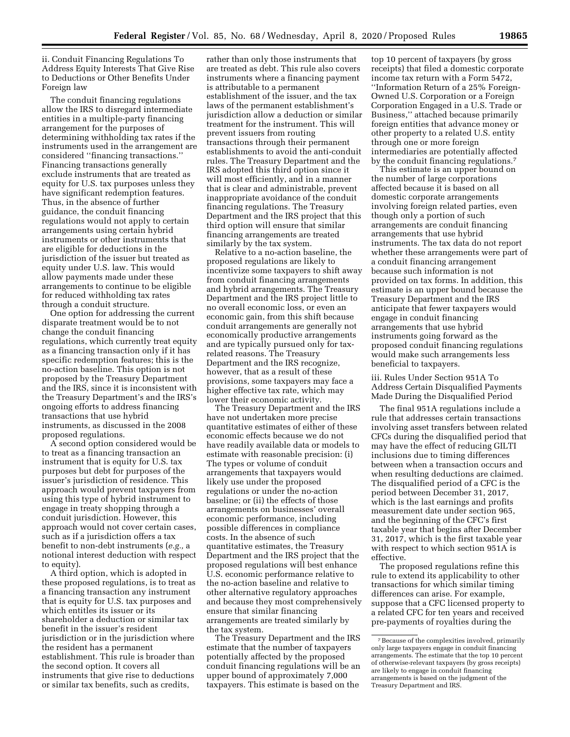### ii. Conduit Financing Regulations To Address Equity Interests That Give Rise to Deductions or Other Benefits Under Foreign law

The conduit financing regulations allow the IRS to disregard intermediate entities in a multiple-party financing arrangement for the purposes of determining withholding tax rates if the instruments used in the arrangement are considered ''financing transactions.'' Financing transactions generally exclude instruments that are treated as equity for U.S. tax purposes unless they have significant redemption features. Thus, in the absence of further guidance, the conduit financing regulations would not apply to certain arrangements using certain hybrid instruments or other instruments that are eligible for deductions in the jurisdiction of the issuer but treated as equity under U.S. law. This would allow payments made under these arrangements to continue to be eligible for reduced withholding tax rates through a conduit structure.

One option for addressing the current disparate treatment would be to not change the conduit financing regulations, which currently treat equity as a financing transaction only if it has specific redemption features; this is the no-action baseline. This option is not proposed by the Treasury Department and the IRS, since it is inconsistent with the Treasury Department's and the IRS's ongoing efforts to address financing transactions that use hybrid instruments, as discussed in the 2008 proposed regulations.

A second option considered would be to treat as a financing transaction an instrument that is equity for U.S. tax purposes but debt for purposes of the issuer's jurisdiction of residence. This approach would prevent taxpayers from using this type of hybrid instrument to engage in treaty shopping through a conduit jurisdiction. However, this approach would not cover certain cases, such as if a jurisdiction offers a tax benefit to non-debt instruments (*e.g.,* a notional interest deduction with respect to equity).

A third option, which is adopted in these proposed regulations, is to treat as a financing transaction any instrument that is equity for U.S. tax purposes and which entitles its issuer or its shareholder a deduction or similar tax benefit in the issuer's resident jurisdiction or in the jurisdiction where the resident has a permanent establishment. This rule is broader than the second option. It covers all instruments that give rise to deductions or similar tax benefits, such as credits, rather than only those instruments that are treated as debt. This rule also covers instruments where a financing payment is attributable to a permanent establishment of the issuer, and the tax laws of the permanent establishment's jurisdiction allow a deduction or similar treatment for the instrument. This will prevent issuers from routing transactions through their permanent establishments to avoid the anti-conduit rules. The Treasury Department and the IRS adopted this third option since it will most efficiently, and in a manner that is clear and administrable, prevent inappropriate avoidance of the conduit financing regulations. The Treasury Department and the IRS project that this third option will ensure that similar financing arrangements are treated similarly by the tax system.

Relative to a no-action baseline, the proposed regulations are likely to incentivize some taxpayers to shift away from conduit financing arrangements and hybrid arrangements. The Treasury Department and the IRS project little to no overall economic loss, or even an economic gain, from this shift because conduit arrangements are generally not economically productive arrangements and are typically pursued only for tax-related reasons. The Treasury Department and the IRS recognize, however, that as a result of these provisions, some taxpayers may face a higher effective tax rate, which may lower their economic activity.

The Treasury Department and the IRS have not undertaken more precise quantitative estimates of either of these economic effects because we do not have readily available data or models to estimate with reasonable precision: (i) The types or volume of conduit arrangements that taxpayers would likely use under the proposed regulations or under the no-action baseline; or (ii) the effects of those arrangements on businesses' overall economic performance, including possible differences in compliance costs. In the absence of such quantitative estimates, the Treasury Department and the IRS project that the proposed regulations will best enhance U.S. economic performance relative to the no-action baseline and relative to other alternative regulatory approaches and because they most comprehensively ensure that similar financing arrangements are treated similarly by the tax system.

The Treasury Department and the IRS estimate that the number of taxpayers potentially affected by the proposed conduit financing regulations will be an upper bound of approximately 7,000 taxpayers. This estimate is based on the top 10 percent of taxpayers (by gross receipts) that filed a domestic corporate income tax return with a Form 5472, ''Information Return of a 25% Foreign-Owned U.S. Corporation or a Foreign Corporation Engaged in a U.S. Trade or Business,'' attached because primarily foreign entities that advance money or other property to a related U.S. entity through one or more foreign intermediaries are potentially affected by the conduit financing regulations.[7]

This estimate is an upper bound on the number of large corporations affected because it is based on all domestic corporate arrangements involving foreign related parties, even though only a portion of such arrangements are conduit financing arrangements that use hybrid instruments. The tax data do not report whether these arrangements were part of a conduit financing arrangement because such information is not provided on tax forms. In addition, this estimate is an upper bound because the Treasury Department and the IRS anticipate that fewer taxpayers would engage in conduit financing arrangements that use hybrid instruments going forward as the proposed conduit financing regulations would make such arrangements less beneficial to taxpayers.

### iii. Rules Under Section 951A To Address Certain Disqualified Payments Made During the Disqualified Period

The final 951A regulations include a rule that addresses certain transactions involving asset transfers between related CFCs during the disqualified period that may have the effect of reducing GILTI inclusions due to timing differences between when a transaction occurs and when resulting deductions are claimed. The disqualified period of a CFC is the period between December 31, 2017, which is the last earnings and profits measurement date under section 965, and the beginning of the CFC's first taxable year that begins after December 31, 2017, which is the first taxable year with respect to which section 951A is effective.

The proposed regulations refine this rule to extend its applicability to other transactions for which similar timing differences can arise. For example, suppose that a CFC licensed property to a related CFC for ten years and received pre-payments of royalties during the

[7] Because of the complexities involved, primarily only large taxpayers engage in conduit financing arrangements. The estimate that the top 10 percent of otherwise-relevant taxpayers (by gross receipts) are likely to engage in conduit financing arrangements is based on the judgment of the Treasury Department and IRS.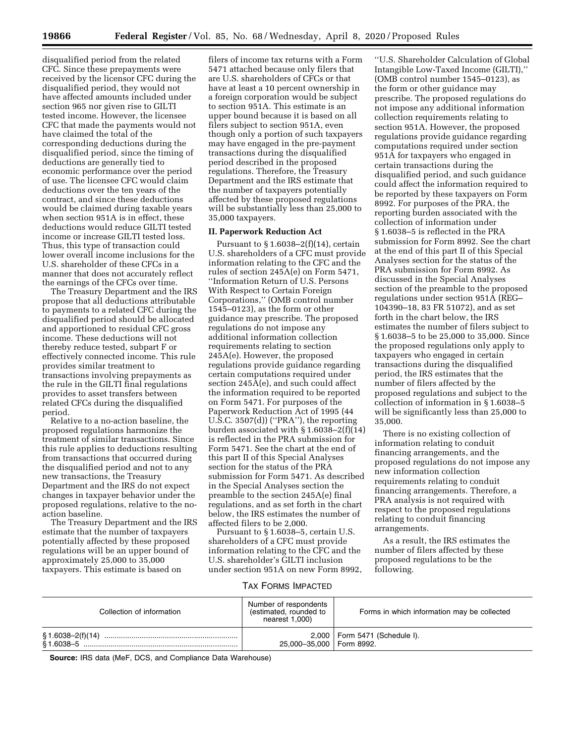disqualified period from the related CFC. Since these prepayments were received by the licensor CFC during the disqualified period, they would not have affected amounts included under section 965 nor given rise to GILTI tested income. However, the licensee CFC that made the payments would not have claimed the total of the corresponding deductions during the disqualified period, since the timing of deductions are generally tied to economic performance over the period of use. The licensee CFC would claim deductions over the ten years of the contract, and since these deductions would be claimed during taxable years when section 951A is in effect, these deductions would reduce GILTI tested income or increase GILTI tested loss. Thus, this type of transaction could lower overall income inclusions for the U.S. shareholder of these CFCs in a manner that does not accurately reflect the earnings of the CFCs over time.

The Treasury Department and the IRS propose that all deductions attributable to payments to a related CFC during the disqualified period should be allocated and apportioned to residual CFC gross income. These deductions will not thereby reduce tested, subpart F or effectively connected income. This rule provides similar treatment to transactions involving prepayments as the rule in the GILTI final regulations provides to asset transfers between related CFCs during the disqualified period.

Relative to a no-action baseline, the proposed regulations harmonize the treatment of similar transactions. Since this rule applies to deductions resulting from transactions that occurred during the disqualified period and not to any new transactions, the Treasury Department and the IRS do not expect changes in taxpayer behavior under the proposed regulations, relative to the no-action baseline.

The Treasury Department and the IRS estimate that the number of taxpayers potentially affected by these proposed regulations will be an upper bound of approximately 25,000 to 35,000 taxpayers. This estimate is based on filers of income tax returns with a Form 5471 attached because only filers that are U.S. shareholders of CFCs or that have at least a 10 percent ownership in a foreign corporation would be subject to section 951A. This estimate is an upper bound because it is based on all filers subject to section 951A, even though only a portion of such taxpayers may have engaged in the pre-payment transactions during the disqualified period described in the proposed regulations. Therefore, the Treasury Department and the IRS estimate that the number of taxpayers potentially affected by these proposed regulations will be substantially less than 25,000 to 35,000 taxpayers.

## II. Paperwork Reduction Act

Pursuant to § 1.6038–2(f)(14), certain U.S. shareholders of a CFC must provide information relating to the CFC and the rules of section 245A(e) on Form 5471, ‘‘Information Return of U.S. Persons With Respect to Certain Foreign Corporations,’’ (OMB control number 1545–0123), as the form or other guidance may prescribe. The proposed regulations do not impose any additional information collection requirements relating to section 245A(e). However, the proposed regulations provide guidance regarding certain computations required under section 245A(e), and such could affect the information required to be reported on Form 5471. For purposes of the Paperwork Reduction Act of 1995 (44 U.S.C. 3507(d)) (‘‘PRA’’), the reporting burden associated with § 1.6038–2(f)(14) is reflected in the PRA submission for Form 5471. See the chart at the end of this part II of this Special Analyses section for the status of the PRA submission for Form 5471. As described in the Special Analyses section the preamble to the section 245A(e) final regulations, and as set forth in the chart below, the IRS estimates the number of affected filers to be 2,000.

Pursuant to § 1.6038–5, certain U.S. shareholders of a CFC must provide information relating to the CFC and the U.S. shareholder's GILTI inclusion under section 951A on new Form 8992, ‘‘U.S. Shareholder Calculation of Global Intangible Low-Taxed Income (GILTI),’’ (OMB control number 1545–0123), as the form or other guidance may prescribe. The proposed regulations do not impose any additional information collection requirements relating to section 951A. However, the proposed regulations provide guidance regarding computations required under section 951A for taxpayers who engaged in certain transactions during the disqualified period, and such guidance could affect the information required to be reported by these taxpayers on Form 8992. For purposes of the PRA, the reporting burden associated with the collection of information under § 1.6038–5 is reflected in the PRA submission for Form 8992. See the chart at the end of this part II of this Special Analyses section for the status of the PRA submission for Form 8992. As discussed in the Special Analyses section of the preamble to the proposed regulations under section 951A (REG–104390–18, 83 FR 51072), and as set forth in the chart below, the IRS estimates the number of filers subject to § 1.6038–5 to be 25,000 to 35,000. Since the proposed regulations only apply to taxpayers who engaged in certain transactions during the disqualified period, the IRS estimates that the number of filers affected by the proposed regulations and subject to the collection of information in § 1.6038–5 will be significantly less than 25,000 to 35,000.

There is no existing collection of information relating to conduit financing arrangements, and the proposed regulations do not impose any new information collection requirements relating to conduit financing arrangements. Therefore, a PRA analysis is not required with respect to the proposed regulations relating to conduit financing arrangements.

As a result, the IRS estimates the number of filers affected by these proposed regulations to be the following.

TAX FORMS IMPACTED

| Collection of information | Number of respondents (estimated, rounded to nearest 1,000) | Forms in which information may be collected |
|---|---|---|
| § 1.6038–2(f)(14) | 2,000 | Form 5471 (Schedule I). |
| § 1.6038–5 | 25,000–35,000 | Form 8992. |

**Source:** IRS data (MeF, DCS, and Compliance Data Warehouse)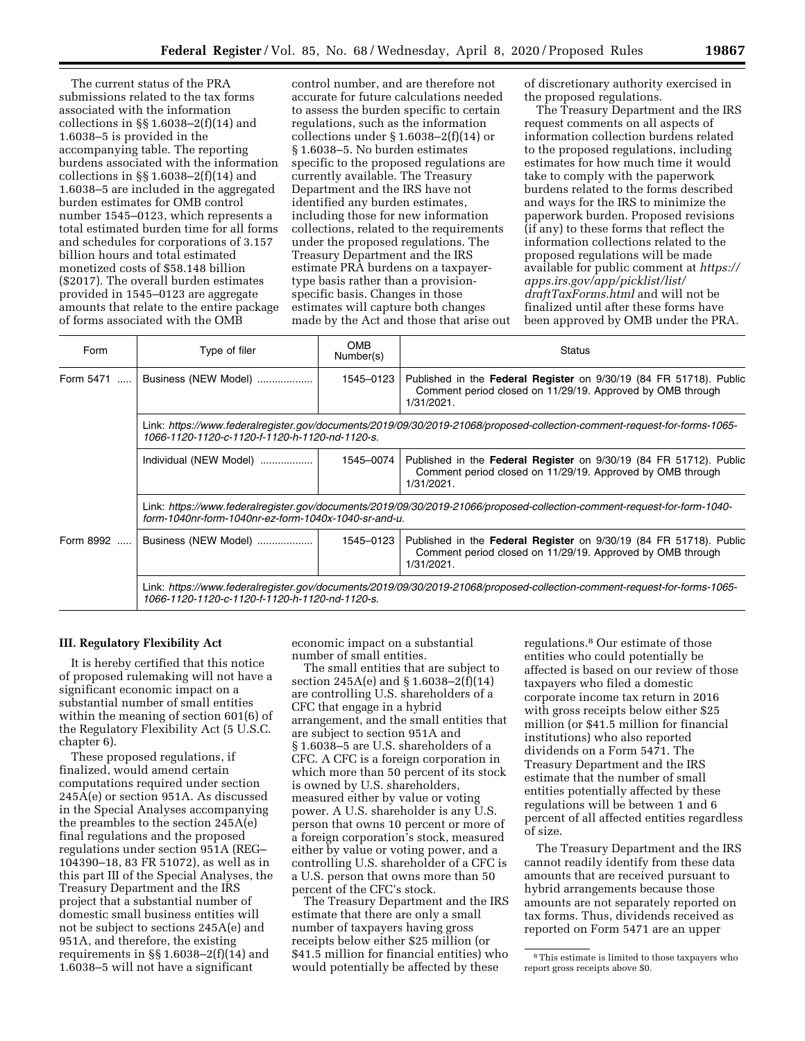The current status of the PRA submissions related to the tax forms associated with the information collections in §§ 1.6038–2(f)(14) and 1.6038–5 is provided in the accompanying table. The reporting burdens associated with the information collections in §§ 1.6038–2(f)(14) and 1.6038–5 are included in the aggregated burden estimates for OMB control number 1545–0123, which represents a total estimated burden time for all forms and schedules for corporations of 3.157 billion hours and total estimated monetized costs of $58.148 billion ($2017). The overall burden estimates provided in 1545–0123 are aggregate amounts that relate to the entire package of forms associated with the OMB control number, and are therefore not accurate for future calculations needed to assess the burden specific to certain regulations, such as the information collections under § 1.6038–2(f)(14) or § 1.6038–5. No burden estimates specific to the proposed regulations are currently available. The Treasury Department and the IRS have not identified any burden estimates, including those for new information collections, related to the requirements under the proposed regulations. The Treasury Department and the IRS estimate PRA burdens on a taxpayer-type basis rather than a provision-specific basis. Changes in those estimates will capture both changes made by the Act and those that arise out of discretionary authority exercised in the proposed regulations.

The Treasury Department and the IRS request comments on all aspects of information collection burdens related to the proposed regulations, including estimates for how much time it would take to comply with the paperwork burdens related to the forms described and ways for the IRS to minimize the paperwork burden. Proposed revisions (if any) to these forms that reflect the information collections related to the proposed regulations will be made available for public comment at *https://apps.irs.gov/app/picklist/list/draftTaxForms.html* and will not be finalized until after these forms have been approved by OMB under the PRA.

| Form | Type of filer | OMB Number(s) | Status |
|---|---|---|---|
| Form 5471 | Business (NEW Model) | 1545–0123 | Published in the **Federal Register** on 9/30/19 (84 FR 51718). Public Comment period closed on 11/29/19. Approved by OMB through 1/31/2021. |
| | Link: *https://www.federalregister.gov/documents/2019/09/30/2019-21068/proposed-collection-comment-request-for-forms-1065-1066-1120-1120-c-1120-f-1120-h-1120-nd-1120-s.* | | |
| | Individual (NEW Model) | 1545–0074 | Published in the **Federal Register** on 9/30/19 (84 FR 51712). Public Comment period closed on 11/29/19. Approved by OMB through 1/31/2021. |
| | Link: *https://www.federalregister.gov/documents/2019/09/30/2019-21066/proposed-collection-comment-request-for-form-1040-form-1040nr-form-1040nr-ez-form-1040x-1040-sr-and-u.* | | |
| Form 8992 | Business (NEW Model) | 1545–0123 | Published in the **Federal Register** on 9/30/19 (84 FR 51718). Public Comment period closed on 11/29/19. Approved by OMB through 1/31/2021. |
| | Link: *https://www.federalregister.gov/documents/2019/09/30/2019-21068/proposed-collection-comment-request-for-forms-1065-1066-1120-1120-c-1120-f-1120-h-1120-nd-1120-s.* | | |

## III. Regulatory Flexibility Act

It is hereby certified that this notice of proposed rulemaking will not have a significant economic impact on a substantial number of small entities within the meaning of section 601(6) of the Regulatory Flexibility Act (5 U.S.C. chapter 6).

These proposed regulations, if finalized, would amend certain computations required under section 245A(e) or section 951A. As discussed in the Special Analyses accompanying the preambles to the section 245A(e) final regulations and the proposed regulations under section 951A (REG–104390–18, 83 FR 51072), as well as in this part III of the Special Analyses, the Treasury Department and the IRS project that a substantial number of domestic small business entities will not be subject to sections 245A(e) and 951A, and therefore, the existing requirements in §§ 1.6038–2(f)(14) and 1.6038–5 will not have a significant economic impact on a substantial number of small entities.

The small entities that are subject to section 245A(e) and § 1.6038–2(f)(14) are controlling U.S. shareholders of a CFC that engage in a hybrid arrangement, and the small entities that are subject to section 951A and § 1.6038–5 are U.S. shareholders of a CFC. A CFC is a foreign corporation in which more than 50 percent of its stock is owned by U.S. shareholders, measured either by value or voting power. A U.S. shareholder is any U.S. person that owns 10 percent or more of a foreign corporation's stock, measured either by value or voting power, and a controlling U.S. shareholder of a CFC is a U.S. person that owns more than 50 percent of the CFC's stock.

The Treasury Department and the IRS estimate that there are only a small number of taxpayers having gross receipts below either $25 million (or $41.5 million for financial entities) who would potentially be affected by these regulations.[8] Our estimate of those entities who could potentially be affected is based on our review of those taxpayers who filed a domestic corporate income tax return in 2016 with gross receipts below either $25 million (or $41.5 million for financial institutions) who also reported dividends on a Form 5471. The Treasury Department and the IRS estimate that the number of small entities potentially affected by these regulations will be between 1 and 6 percent of all affected entities regardless of size.

The Treasury Department and the IRS cannot readily identify from these data amounts that are received pursuant to hybrid arrangements because those amounts are not separately reported on tax forms. Thus, dividends received as reported on Form 5471 are an upper

[8] This estimate is limited to those taxpayers who report gross receipts above $0.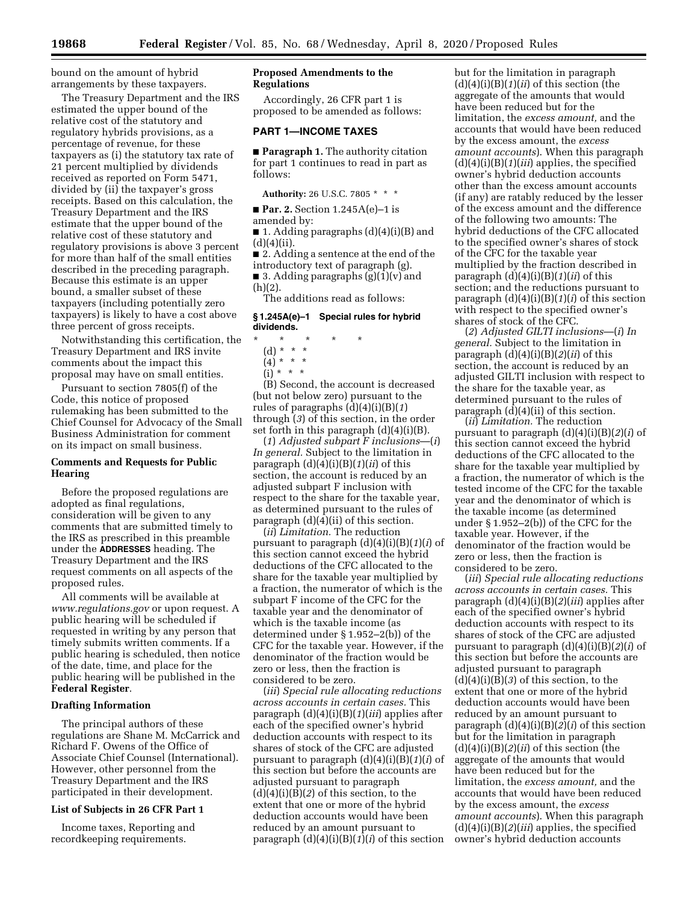bound on the amount of hybrid arrangements by these taxpayers.

The Treasury Department and the IRS estimated the upper bound of the relative cost of the statutory and regulatory hybrids provisions, as a percentage of revenue, for these taxpayers as (i) the statutory tax rate of 21 percent multiplied by dividends received as reported on Form 5471, divided by (ii) the taxpayer's gross receipts. Based on this calculation, the Treasury Department and the IRS estimate that the upper bound of the relative cost of these statutory and regulatory provisions is above 3 percent for more than half of the small entities described in the preceding paragraph. Because this estimate is an upper bound, a smaller subset of these taxpayers (including potentially zero taxpayers) is likely to have a cost above three percent of gross receipts.

Notwithstanding this certification, the Treasury Department and IRS invite comments about the impact this proposal may have on small entities.

Pursuant to section 7805(f) of the Code, this notice of proposed rulemaking has been submitted to the Chief Counsel for Advocacy of the Small Business Administration for comment on its impact on small business.

## Comments and Requests for Public Hearing

Before the proposed regulations are adopted as final regulations, consideration will be given to any comments that are submitted timely to the IRS as prescribed in this preamble under the **ADDRESSES** heading. The Treasury Department and the IRS request comments on all aspects of the proposed rules.

All comments will be available at *www.regulations.gov* or upon request. A public hearing will be scheduled if requested in writing by any person that timely submits written comments. If a public hearing is scheduled, then notice of the date, time, and place for the public hearing will be published in the **Federal Register**.

## Drafting Information

The principal authors of these regulations are Shane M. McCarrick and Richard F. Owens of the Office of Associate Chief Counsel (International). However, other personnel from the Treasury Department and the IRS participated in their development.

## List of Subjects in 26 CFR Part 1

Income taxes, Reporting and recordkeeping requirements.

## Proposed Amendments to the Regulations

Accordingly, 26 CFR part 1 is proposed to be amended as follows:

## PART 1—INCOME TAXES

■ **Paragraph 1.** The authority citation for part 1 continues to read in part as follows:

**Authority:** 26 U.S.C. 7805 * * *

■ **Par. 2.** Section 1.245A(e)–1 is amended by:

■ 1. Adding paragraphs (d)(4)(i)(B) and (d)(4)(ii).

■ 2. Adding a sentence at the end of the introductory text of paragraph (g).

■ 3. Adding paragraphs (g)(1)(v) and (h)(2).

The additions read as follows:

### § 1.245A(e)–1 Special rules for hybrid dividends.

\* \* \* \* \*

(d) * * *

(4) * * *

(i) * * *

(B) Second, the account is decreased (but not below zero) pursuant to the rules of paragraphs (d)(4)(i)(B)(*1*) through (*3*) of this section, in the order set forth in this paragraph (d)(4)(i)(B).

(*1*) *Adjusted subpart F inclusions*—(*i*) *In general.* Subject to the limitation in paragraph (d)(4)(i)(B)(*1*)(*ii*) of this section, the account is reduced by an adjusted subpart F inclusion with respect to the share for the taxable year, as determined pursuant to the rules of paragraph (d)(4)(ii) of this section.

(*ii*) *Limitation.* The reduction pursuant to paragraph (d)(4)(i)(B)(*1*)(*i*) of this section cannot exceed the hybrid deductions of the CFC allocated to the share for the taxable year multiplied by a fraction, the numerator of which is the subpart F income of the CFC for the taxable year and the denominator of which is the taxable income (as determined under § 1.952–2(b)) of the CFC for the taxable year. However, if the denominator of the fraction would be zero or less, then the fraction is considered to be zero.

(*iii*) *Special rule allocating reductions across accounts in certain cases.* This paragraph (d)(4)(i)(B)(*1*)(*iii*) applies after each of the specified owner's hybrid deduction accounts with respect to its shares of stock of the CFC are adjusted pursuant to paragraph (d)(4)(i)(B)(*1*)(*i*) of this section but before the accounts are adjusted pursuant to paragraph (d)(4)(i)(B)(*2*) of this section, to the extent that one or more of the hybrid deduction accounts would have been reduced by an amount pursuant to paragraph (d)(4)(i)(B)(*1*)(*i*) of this section but for the limitation in paragraph (d)(4)(i)(B)(*1*)(*ii*) of this section (the aggregate of the amounts that would have been reduced but for the limitation, the *excess amount,* and the accounts that would have been reduced by the excess amount, the *excess amount accounts*). When this paragraph (d)(4)(i)(B)(*1*)(*iii*) applies, the specified owner's hybrid deduction accounts other than the excess amount accounts (if any) are ratably reduced by the lesser of the excess amount and the difference of the following two amounts: The hybrid deductions of the CFC allocated to the specified owner's shares of stock of the CFC for the taxable year multiplied by the fraction described in paragraph (d)(4)(i)(B)(*1*)(*ii*) of this section; and the reductions pursuant to paragraph (d)(4)(i)(B)(*1*)(*i*) of this section with respect to the specified owner's shares of stock of the CFC.

(*2*) *Adjusted GILTI inclusions*—(*i*) *In general.* Subject to the limitation in paragraph (d)(4)(i)(B)(*2*)(*ii*) of this section, the account is reduced by an adjusted GILTI inclusion with respect to the share for the taxable year, as determined pursuant to the rules of paragraph (d)(4)(ii) of this section.

(*ii*) *Limitation.* The reduction pursuant to paragraph (d)(4)(i)(B)(*2*)(*i*) of this section cannot exceed the hybrid deductions of the CFC allocated to the share for the taxable year multiplied by a fraction, the numerator of which is the tested income of the CFC for the taxable year and the denominator of which is the taxable income (as determined under § 1.952–2(b)) of the CFC for the taxable year. However, if the denominator of the fraction would be zero or less, then the fraction is considered to be zero.

(*iii*) *Special rule allocating reductions across accounts in certain cases.* This paragraph (d)(4)(i)(B)(*2*)(*iii*) applies after each of the specified owner's hybrid deduction accounts with respect to its shares of stock of the CFC are adjusted pursuant to paragraph (d)(4)(i)(B)(*2*)(*i*) of this section but before the accounts are adjusted pursuant to paragraph (d)(4)(i)(B)(*3*) of this section, to the extent that one or more of the hybrid deduction accounts would have been reduced by an amount pursuant to paragraph (d)(4)(i)(B)(*2*)(*i*) of this section but for the limitation in paragraph (d)(4)(i)(B)(*2*)(*ii*) of this section (the aggregate of the amounts that would have been reduced but for the limitation, the *excess amount,* and the accounts that would have been reduced by the excess amount, the *excess amount accounts*). When this paragraph (d)(4)(i)(B)(*2*)(*iii*) applies, the specified owner's hybrid deduction accounts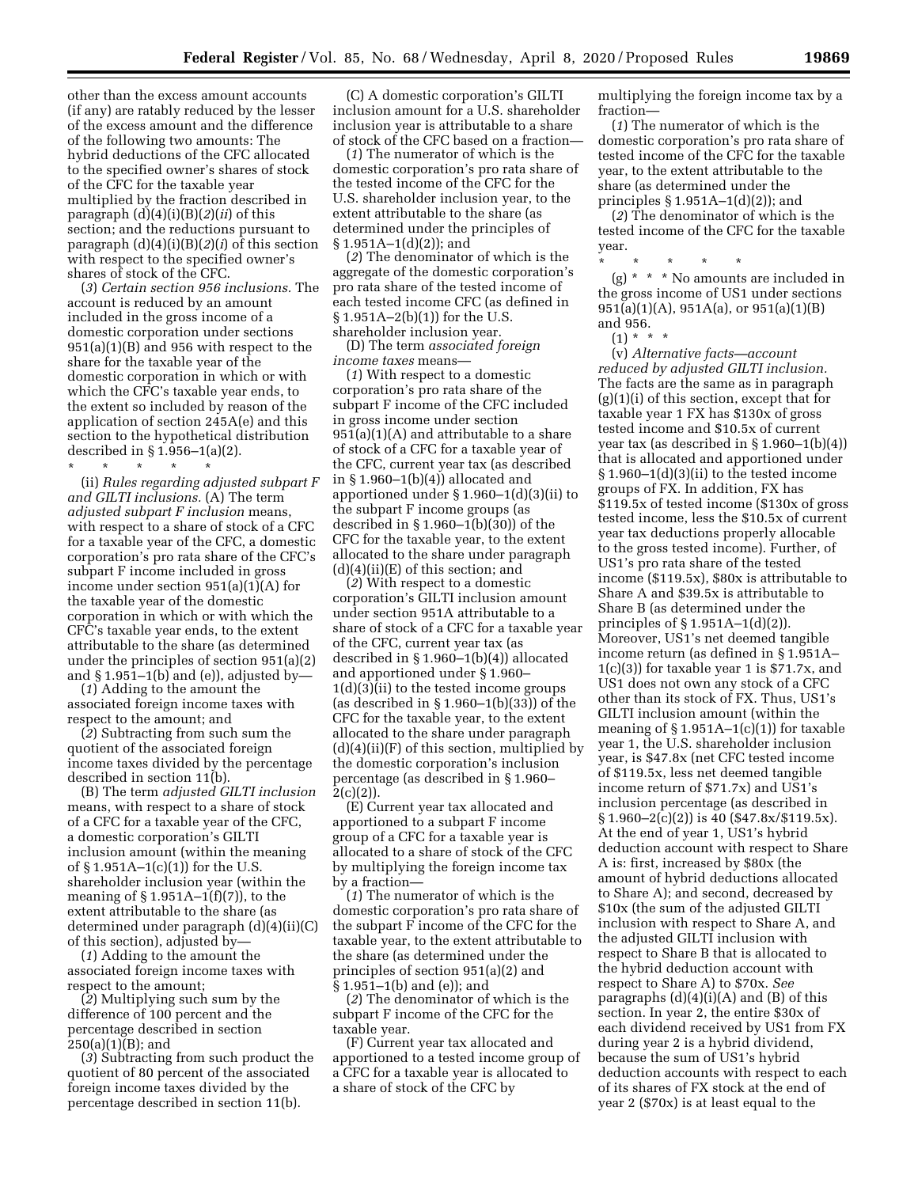other than the excess amount accounts (if any) are ratably reduced by the lesser of the excess amount and the difference of the following two amounts: The hybrid deductions of the CFC allocated to the specified owner's shares of stock of the CFC for the taxable year multiplied by the fraction described in paragraph (d)(4)(i)(B)(*2*)(*ii*) of this section; and the reductions pursuant to paragraph (d)(4)(i)(B)(*2*)(*i*) of this section with respect to the specified owner's shares of stock of the CFC.

(*3*) *Certain section 956 inclusions.* The account is reduced by an amount included in the gross income of a domestic corporation under sections 951(a)(1)(B) and 956 with respect to the share for the taxable year of the domestic corporation in which or with which the CFC's taxable year ends, to the extent so included by reason of the application of section 245A(e) and this section to the hypothetical distribution described in § 1.956–1(a)(2).

\* \* \* \* \*

(ii) *Rules regarding adjusted subpart F and GILTI inclusions.* (A) The term *adjusted subpart F inclusion* means, with respect to a share of stock of a CFC for a taxable year of the CFC, a domestic corporation's pro rata share of the CFC's subpart F income included in gross income under section 951(a)(1)(A) for the taxable year of the domestic corporation in which or with which the CFC's taxable year ends, to the extent attributable to the share (as determined under the principles of section 951(a)(2) and § 1.951–1(b) and (e)), adjusted by—

(*1*) Adding to the amount the associated foreign income taxes with respect to the amount; and

(*2*) Subtracting from such sum the quotient of the associated foreign income taxes divided by the percentage described in section 11(b).

(B) The term *adjusted GILTI inclusion* means, with respect to a share of stock of a CFC for a taxable year of the CFC, a domestic corporation's GILTI inclusion amount (within the meaning of § 1.951A–1(c)(1)) for the U.S. shareholder inclusion year (within the meaning of § 1.951A–1(f)(7)), to the extent attributable to the share (as determined under paragraph (d)(4)(ii)(C) of this section), adjusted by—

(*1*) Adding to the amount the associated foreign income taxes with respect to the amount;

(*2*) Multiplying such sum by the difference of 100 percent and the percentage described in section 250(a)(1)(B); and

(*3*) Subtracting from such product the quotient of 80 percent of the associated foreign income taxes divided by the percentage described in section 11(b).

(C) A domestic corporation's GILTI inclusion amount for a U.S. shareholder inclusion year is attributable to a share of stock of the CFC based on a fraction—

(*1*) The numerator of which is the domestic corporation's pro rata share of the tested income of the CFC for the U.S. shareholder inclusion year, to the extent attributable to the share (as determined under the principles of § 1.951A–1(d)(2)); and

(*2*) The denominator of which is the aggregate of the domestic corporation's pro rata share of the tested income of each tested income CFC (as defined in § 1.951A–2(b)(1)) for the U.S. shareholder inclusion year.

(D) The term *associated foreign income taxes* means—

(*1*) With respect to a domestic corporation's pro rata share of the subpart F income of the CFC included in gross income under section 951(a)(1)(A) and attributable to a share of stock of a CFC for a taxable year of the CFC, current year tax (as described in § 1.960–1(b)(4)) allocated and apportioned under § 1.960–1(d)(3)(ii) to the subpart F income groups (as described in § 1.960–1(b)(30)) of the CFC for the taxable year, to the extent allocated to the share under paragraph (d)(4)(ii)(E) of this section; and

(*2*) With respect to a domestic corporation's GILTI inclusion amount under section 951A attributable to a share of stock of a CFC for a taxable year of the CFC, current year tax (as described in § 1.960–1(b)(4)) allocated and apportioned under § 1.960–1(d)(3)(ii) to the tested income groups (as described in § 1.960–1(b)(33)) of the CFC for the taxable year, to the extent allocated to the share under paragraph (d)(4)(ii)(F) of this section, multiplied by the domestic corporation's inclusion percentage (as described in § 1.960–2(c)(2)).

(E) Current year tax allocated and apportioned to a subpart F income group of a CFC for a taxable year is allocated to a share of stock of the CFC by multiplying the foreign income tax by a fraction—

(*1*) The numerator of which is the domestic corporation's pro rata share of the subpart F income of the CFC for the taxable year, to the extent attributable to the share (as determined under the principles of section 951(a)(2) and § 1.951–1(b) and (e)); and

(*2*) The denominator of which is the subpart F income of the CFC for the taxable year.

(F) Current year tax allocated and apportioned to a tested income group of a CFC for a taxable year is allocated to a share of stock of the CFC by multiplying the foreign income tax by a fraction—

(*1*) The numerator of which is the domestic corporation's pro rata share of tested income of the CFC for the taxable year, to the extent attributable to the share (as determined under the principles § 1.951A–1(d)(2)); and

(*2*) The denominator of which is the tested income of the CFC for the taxable year.

\* \* \* \* \*

(g) \* \* \* No amounts are included in the gross income of US1 under sections 951(a)(1)(A), 951A(a), or 951(a)(1)(B) and 956.

(1) \* \* \*

(v) *Alternative facts—account reduced by adjusted GILTI inclusion.* The facts are the same as in paragraph (g)(1)(i) of this section, except that for taxable year 1 FX has $130x of gross tested income and $10.5x of current year tax (as described in § 1.960–1(b)(4)) that is allocated and apportioned under § 1.960–1(d)(3)(ii) to the tested income groups of FX. In addition, FX has $119.5x of tested income ($130x of gross tested income, less the $10.5x of current year tax deductions properly allocable to the gross tested income). Further, of US1's pro rata share of the tested income ($119.5x), $80x is attributable to Share A and $39.5x is attributable to Share B (as determined under the principles of § 1.951A–1(d)(2)). Moreover, US1's net deemed tangible income return (as defined in § 1.951A–1(c)(3)) for taxable year 1 is $71.7x, and US1 does not own any stock of a CFC other than its stock of FX. Thus, US1's GILTI inclusion amount (within the meaning of § 1.951A–1(c)(1)) for taxable year 1, the U.S. shareholder inclusion year, is $47.8x (net CFC tested income of $119.5x, less net deemed tangible income return of $71.7x) and US1's inclusion percentage (as described in § 1.960–2(c)(2)) is 40 ($47.8x/$119.5x). At the end of year 1, US1's hybrid deduction account with respect to Share A is: first, increased by $80x (the amount of hybrid deductions allocated to Share A); and second, decreased by $10x (the sum of the adjusted GILTI inclusion with respect to Share A, and the adjusted GILTI inclusion with respect to Share B that is allocated to the hybrid deduction account with respect to Share A) to $70x. *See* paragraphs (d)(4)(i)(A) and (B) of this section. In year 2, the entire $30x of each dividend received by US1 from FX during year 2 is a hybrid dividend, because the sum of US1's hybrid deduction accounts with respect to each of its shares of FX stock at the end of year 2 ($70x) is at least equal to the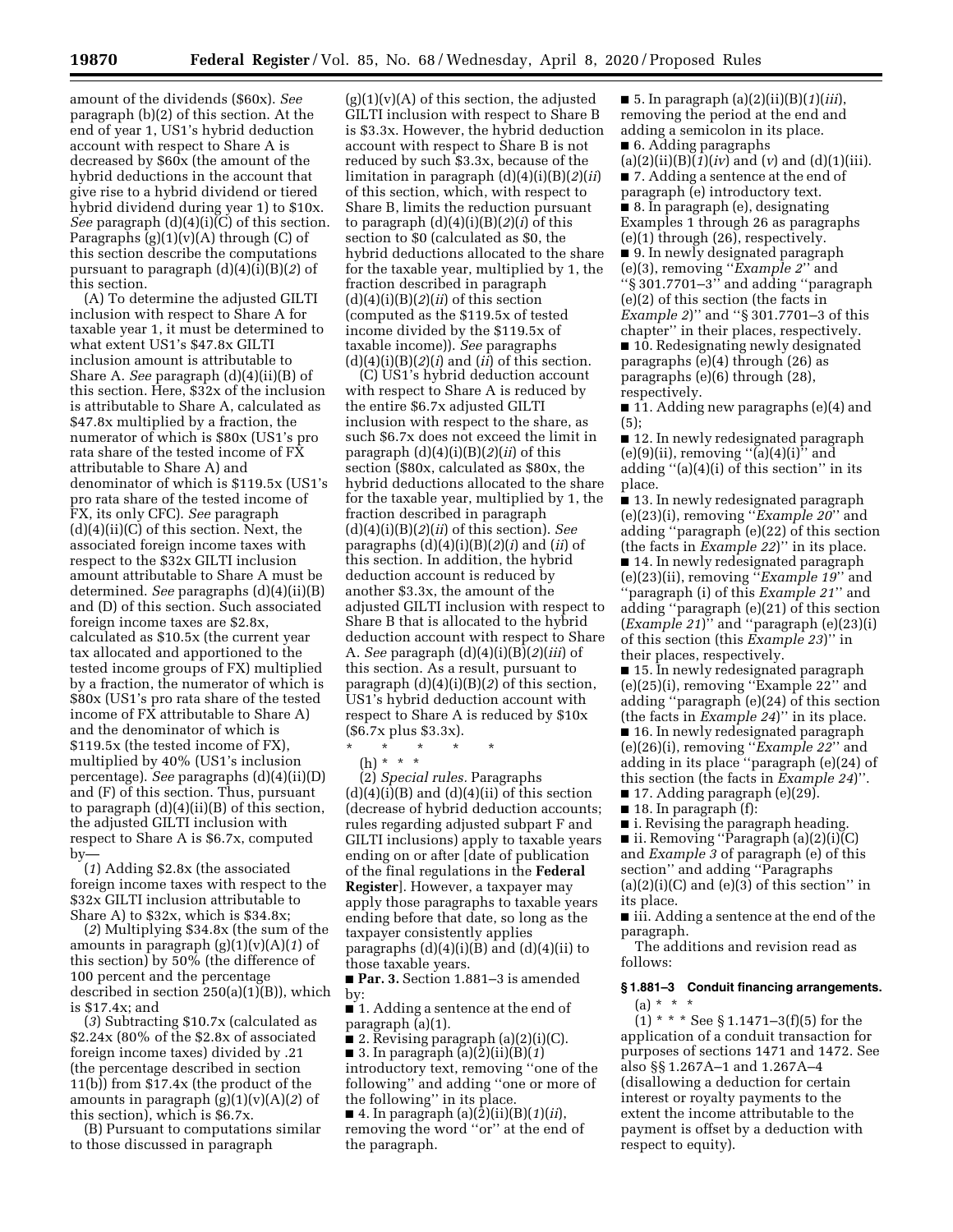amount of the dividends ($60x). *See* paragraph (b)(2) of this section. At the end of year 1, US1's hybrid deduction account with respect to Share A is decreased by $60x (the amount of the hybrid deductions in the account that give rise to a hybrid dividend or tiered hybrid dividend during year 1) to $10x. *See* paragraph (d)(4)(i)(C) of this section. Paragraphs (g)(1)(v)(A) through (C) of this section describe the computations pursuant to paragraph (d)(4)(i)(B)(*2*) of this section.

(A) To determine the adjusted GILTI inclusion with respect to Share A for taxable year 1, it must be determined to what extent US1's $47.8x GILTI inclusion amount is attributable to Share A. *See* paragraph (d)(4)(ii)(B) of this section. Here, $32x of the inclusion is attributable to Share A, calculated as $47.8x multiplied by a fraction, the numerator of which is $80x (US1's pro rata share of the tested income of FX attributable to Share A) and denominator of which is $119.5x (US1's pro rata share of the tested income of FX, its only CFC). *See* paragraph (d)(4)(ii)(C) of this section. Next, the associated foreign income taxes with respect to the $32x GILTI inclusion amount attributable to Share A must be determined. *See* paragraphs (d)(4)(ii)(B) and (D) of this section. Such associated foreign income taxes are $2.8x, calculated as $10.5x (the current year tax allocated and apportioned to the tested income groups of FX) multiplied by a fraction, the numerator of which is $80x (US1's pro rata share of the tested income of FX attributable to Share A) and the denominator of which is $119.5x (the tested income of FX), multiplied by 40% (US1's inclusion percentage). *See* paragraphs (d)(4)(ii)(D) and (F) of this section. Thus, pursuant to paragraph (d)(4)(ii)(B) of this section, the adjusted GILTI inclusion with respect to Share A is $6.7x, computed by—

(*1*) Adding $2.8x (the associated foreign income taxes with respect to the $32x GILTI inclusion attributable to Share A) to $32x, which is $34.8x;

(*2*) Multiplying $34.8x (the sum of the amounts in paragraph (g)(1)(v)(A)(*1*) of this section) by 50% (the difference of 100 percent and the percentage described in section 250(a)(1)(B)), which is $17.4x; and

(*3*) Subtracting $10.7x (calculated as $2.24x (80% of the $2.8x of associated foreign income taxes) divided by .21 (the percentage described in section 11(b)) from $17.4x (the product of the amounts in paragraph (g)(1)(v)(A)(*2*) of this section), which is $6.7x.

(B) Pursuant to computations similar to those discussed in paragraph (g)(1)(v)(A) of this section, the adjusted GILTI inclusion with respect to Share B is $3.3x. However, the hybrid deduction account with respect to Share B is not reduced by such $3.3x, because of the limitation in paragraph (d)(4)(i)(B)(*2*)(*ii*) of this section, which, with respect to Share B, limits the reduction pursuant to paragraph (d)(4)(i)(B)(*2*)(*i*) of this section to $0 (calculated as $0, the hybrid deductions allocated to the share for the taxable year, multiplied by 1, the fraction described in paragraph (d)(4)(i)(B)(*2*)(*ii*) of this section (computed as the $119.5x of tested income divided by the $119.5x of taxable income)). *See* paragraphs (d)(4)(i)(B)(*2*)(*i*) and (*ii*) of this section.

(C) US1's hybrid deduction account with respect to Share A is reduced by the entire $6.7x adjusted GILTI inclusion with respect to the share, as such $6.7x does not exceed the limit in paragraph (d)(4)(i)(B)(*2*)(*ii*) of this section ($80x, calculated as $80x, the hybrid deductions allocated to the share for the taxable year, multiplied by 1, the fraction described in paragraph (d)(4)(i)(B)(*2*)(*ii*) of this section). *See* paragraphs (d)(4)(i)(B)(*2*)(*i*) and (*ii*) of this section. In addition, the hybrid deduction account is reduced by another $3.3x, the amount of the adjusted GILTI inclusion with respect to Share B that is allocated to the hybrid deduction account with respect to Share A. *See* paragraph (d)(4)(i)(B)(*2*)(*iii*) of this section. As a result, pursuant to paragraph (d)(4)(i)(B)(*2*) of this section, US1's hybrid deduction account with respect to Share A is reduced by $10x ($6.7x plus $3.3x).

\* \* \* \* \*

(h) \* \* \*

(2) *Special rules.* Paragraphs (d)(4)(i)(B) and (d)(4)(ii) of this section (decrease of hybrid deduction accounts; rules regarding adjusted subpart F and GILTI inclusions) apply to taxable years ending on or after [date of publication of the final regulations in the **Federal Register**]. However, a taxpayer may apply those paragraphs to taxable years ending before that date, so long as the taxpayer consistently applies paragraphs (d)(4)(i)(B) and (d)(4)(ii) to those taxable years.

■ **Par. 3.** Section 1.881–3 is amended by:

■ 1. Adding a sentence at the end of paragraph (a)(1).

■ 2. Revising paragraph (a)(2)(i)(C).

■ 3. In paragraph (a)(2)(ii)(B)(*1*) introductory text, removing "one of the following" and adding "one or more of the following" in its place.

■ 4. In paragraph (a)(2)(ii)(B)(*1*)(*ii*), removing the word "or" at the end of the paragraph.

■ 5. In paragraph (a)(2)(ii)(B)(*1*)(*iii*), removing the period at the end and adding a semicolon in its place.

■ 6. Adding paragraphs (a)(2)(ii)(B)(*1*)(*iv*) and (*v*) and (d)(1)(iii).

■ 7. Adding a sentence at the end of paragraph (e) introductory text.

■ 8. In paragraph (e), designating Examples 1 through 26 as paragraphs (e)(1) through (26), respectively.

■ 9. In newly designated paragraph (e)(3), removing "*Example 2*" and "§ 301.7701–3" and adding "paragraph (e)(2) of this section (the facts in *Example 2*)" and "§ 301.7701–3 of this chapter" in their places, respectively.

■ 10. Redesignating newly designated paragraphs (e)(4) through (26) as paragraphs (e)(6) through (28), respectively.

■ 11. Adding new paragraphs (e)(4) and (5);

■ 12. In newly redesignated paragraph (e)(9)(ii), removing "(a)(4)(i)" and adding "(a)(4)(i) of this section" in its place.

■ 13. In newly redesignated paragraph (e)(23)(i), removing "*Example 20*" and adding "paragraph (e)(22) of this section (the facts in *Example 22*)" in its place.

■ 14. In newly redesignated paragraph (e)(23)(ii), removing "*Example 19*" and "paragraph (i) of this *Example 21*" and adding "paragraph (e)(21) of this section (*Example 21*)" and "paragraph (e)(23)(i) of this section (this *Example 23*)" in their places, respectively.

■ 15. In newly redesignated paragraph (e)(25)(i), removing "Example 22" and adding "paragraph (e)(24) of this section (the facts in *Example 24*)" in its place.

■ 16. In newly redesignated paragraph (e)(26)(i), removing "*Example 22*" and adding in its place "paragraph (e)(24) of this section (the facts in *Example 24*)".

■ 17. Adding paragraph (e)(29).

■ 18. In paragraph (f):

■ i. Revising the paragraph heading.

■ ii. Removing "Paragraph (a)(2)(i)(C) and *Example 3* of paragraph (e) of this section" and adding "Paragraphs (a)(2)(i)(C) and (e)(3) of this section" in its place.

■ iii. Adding a sentence at the end of the paragraph.

The additions and revision read as follows:

**§ 1.881–3 Conduit financing arrangements.**

(a) \* \* \*

(1) \* \* \* See § 1.1471–3(f)(5) for the application of a conduit transaction for purposes of sections 1471 and 1472. See also §§ 1.267A–1 and 1.267A–4 (disallowing a deduction for certain interest or royalty payments to the extent the income attributable to the payment is offset by a deduction with respect to equity).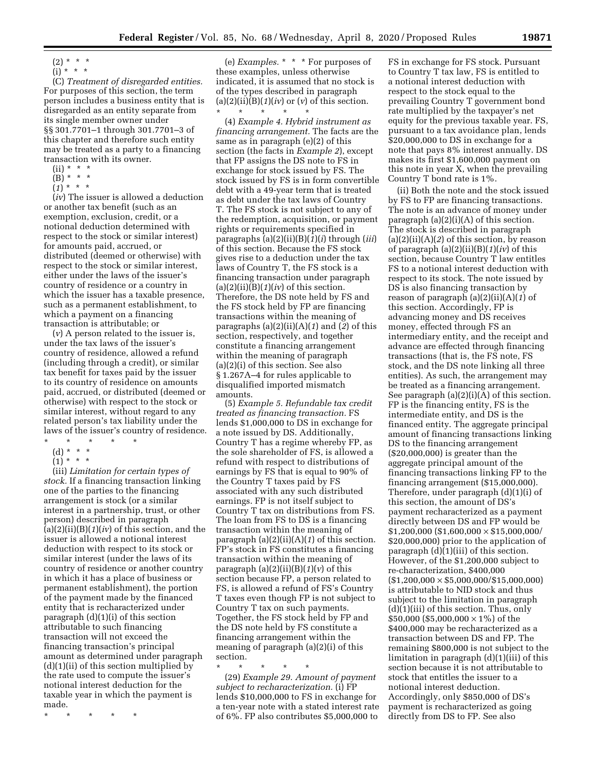(2) * * *

(i) * * *

(C) *Treatment of disregarded entities.* For purposes of this section, the term person includes a business entity that is disregarded as an entity separate from its single member owner under §§ 301.7701–1 through 301.7701–3 of this chapter and therefore such entity may be treated as a party to a financing transaction with its owner.

(ii) * * *

(B) * * *

(*1*) * * *

(*iv*) The issuer is allowed a deduction or another tax benefit (such as an exemption, exclusion, credit, or a notional deduction determined with respect to the stock or similar interest) for amounts paid, accrued, or distributed (deemed or otherwise) with respect to the stock or similar interest, either under the laws of the issuer's country of residence or a country in which the issuer has a taxable presence, such as a permanent establishment, to which a payment on a financing transaction is attributable; or

(*v*) A person related to the issuer is, under the tax laws of the issuer's country of residence, allowed a refund (including through a credit), or similar tax benefit for taxes paid by the issuer to its country of residence on amounts paid, accrued, or distributed (deemed or otherwise) with respect to the stock or similar interest, without regard to any related person's tax liability under the laws of the issuer's country of residence.

\* \* \* \* \*

(d) * * *

(1) * * *

(iii) *Limitation for certain types of stock.* If a financing transaction linking one of the parties to the financing arrangement is stock (or a similar interest in a partnership, trust, or other person) described in paragraph (a)(2)(ii)(B)(*1*)(*iv*) of this section, and the issuer is allowed a notional interest deduction with respect to its stock or similar interest (under the laws of its country of residence or another country in which it has a place of business or permanent establishment), the portion of the payment made by the financed entity that is recharacterized under paragraph (d)(1)(i) of this section attributable to such financing transaction will not exceed the financing transaction's principal amount as determined under paragraph (d)(1)(ii) of this section multiplied by the rate used to compute the issuer's notional interest deduction for the taxable year in which the payment is made.

\* \* \* \* \*

(e) *Examples.* * * * For purposes of these examples, unless otherwise indicated, it is assumed that no stock is of the types described in paragraph (a)(2)(ii)(B)(*1*)(*iv*) or (*v*) of this section.

\* \* \* \* \*

(4) *Example 4. Hybrid instrument as financing arrangement.* The facts are the same as in paragraph (e)(2) of this section (the facts in *Example 2*), except that FP assigns the DS note to FS in exchange for stock issued by FS. The stock issued by FS is in form convertible debt with a 49-year term that is treated as debt under the tax laws of Country T. The FS stock is not subject to any of the redemption, acquisition, or payment rights or requirements specified in paragraphs (a)(2)(ii)(B)(*1*)(*i*) through (*iii*) of this section. Because the FS stock gives rise to a deduction under the tax laws of Country T, the FS stock is a financing transaction under paragraph (a)(2)(ii)(B)(*1*)(*iv*) of this section. Therefore, the DS note held by FS and the FS stock held by FP are financing transactions within the meaning of paragraphs (a)(2)(ii)(A)(*1*) and (*2*) of this section, respectively, and together constitute a financing arrangement within the meaning of paragraph (a)(2)(i) of this section. See also § 1.267A–4 for rules applicable to disqualified imported mismatch amounts.

(5) *Example 5. Refundable tax credit treated as financing transaction.* FS lends $1,000,000 to DS in exchange for a note issued by DS. Additionally, Country T has a regime whereby FP, as the sole shareholder of FS, is allowed a refund with respect to distributions of earnings by FS that is equal to 90% of the Country T taxes paid by FS associated with any such distributed earnings. FP is not itself subject to Country T tax on distributions from FS. The loan from FS to DS is a financing transaction within the meaning of paragraph (a)(2)(ii)(A)(*1*) of this section. FP's stock in FS constitutes a financing transaction within the meaning of paragraph (a)(2)(ii)(B)(*1*)(*v*) of this section because FP, a person related to FS, is allowed a refund of FS's Country T taxes even though FP is not subject to Country T tax on such payments. Together, the FS stock held by FP and the DS note held by FS constitute a financing arrangement within the meaning of paragraph (a)(2)(i) of this section.

\* \* \* \* \*

(29) *Example 29. Amount of payment subject to recharacterization.* (i) FP lends $10,000,000 to FS in exchange for a ten-year note with a stated interest rate of 6%. FP also contributes $5,000,000 to FS in exchange for FS stock. Pursuant to Country T tax law, FS is entitled to a notional interest deduction with respect to the stock equal to the prevailing Country T government bond rate multiplied by the taxpayer's net equity for the previous taxable year. FS, pursuant to a tax avoidance plan, lends $20,000,000 to DS in exchange for a note that pays 8% interest annually. DS makes its first $1,600,000 payment on this note in year X, when the prevailing Country T bond rate is 1%.

(ii) Both the note and the stock issued by FS to FP are financing transactions. The note is an advance of money under paragraph (a)(2)(i)(A) of this section. The stock is described in paragraph (a)(2)(ii)(A)(*2*) of this section, by reason of paragraph (a)(2)(ii)(B)(*1*)(*iv*) of this section, because Country T law entitles FS to a notional interest deduction with respect to its stock. The note issued by DS is also financing transaction by reason of paragraph (a)(2)(ii)(A)(*1*) of this section. Accordingly, FP is advancing money and DS receives money, effected through FS an intermediary entity, and the receipt and advance are effected through financing transactions (that is, the FS note, FS stock, and the DS note linking all three entities). As such, the arrangement may be treated as a financing arrangement. See paragraph (a)(2)(i)(A) of this section. FP is the financing entity, FS is the intermediate entity, and DS is the financed entity. The aggregate principal amount of financing transactions linking DS to the financing arrangement ($20,000,000) is greater than the aggregate principal amount of the financing transactions linking FP to the financing arrangement ($15,000,000). Therefore, under paragraph (d)(1)(i) of this section, the amount of DS's payment recharacterized as a payment directly between DS and FP would be $1,200,000 ($1,600,000 × $15,000,000/$20,000,000) prior to the application of paragraph (d)(1)(iii) of this section. However, of the $1,200,000 subject to re-characterization, $400,000 ($1,200,000 × $5,000,000/$15,000,000) is attributable to NID stock and thus subject to the limitation in paragraph (d)(1)(iii) of this section. Thus, only $50,000 ($5,000,000 × 1%) of the $400,000 may be recharacterized as a transaction between DS and FP. The remaining $800,000 is not subject to the limitation in paragraph (d)(1)(iii) of this section because it is not attributable to stock that entitles the issuer to a notional interest deduction. Accordingly, only $850,000 of DS's payment is recharacterized as going directly from DS to FP. See also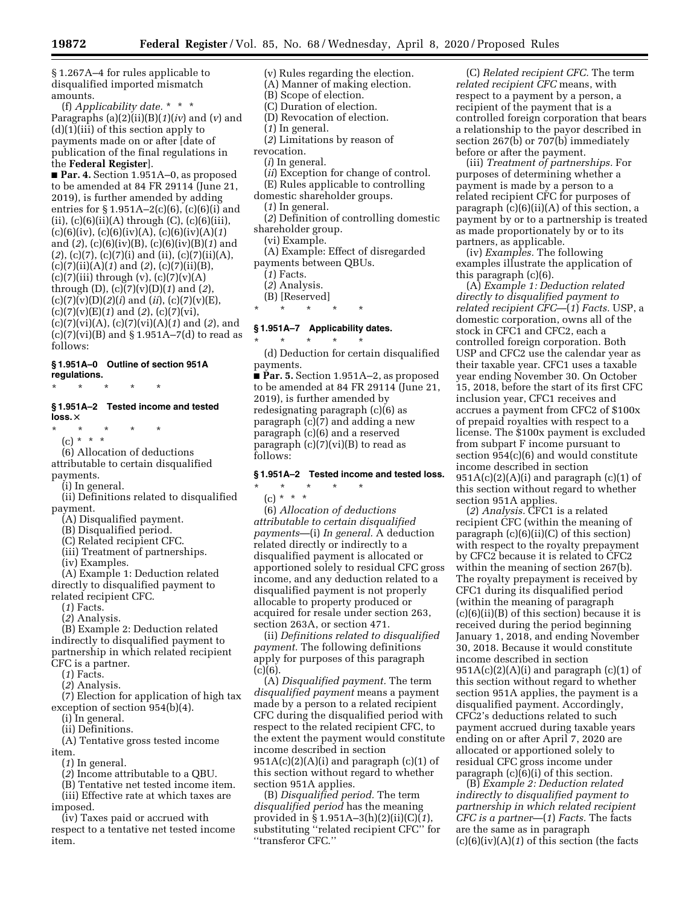§ 1.267A–4 for rules applicable to disqualified imported mismatch amounts.

(f) *Applicability date.* * * * Paragraphs (a)(2)(ii)(B)(*1*)(*iv*) and (*v*) and (d)(1)(iii) of this section apply to payments made on or after [date of publication of the final regulations in the **Federal Register**].

■ **Par. 4.** Section 1.951A–0, as proposed to be amended at 84 FR 29114 (June 21, 2019), is further amended by adding entries for § 1.951A–2(c)(6), (c)(6)(i) and (ii), (c)(6)(ii)(A) through (C), (c)(6)(iii), (c)(6)(iv), (c)(6)(iv)(A), (c)(6)(iv)(A)(*1*) and (*2*), (c)(6)(iv)(B), (c)(6)(iv)(B)(*1*) and (*2*), (c)(7), (c)(7)(i) and (ii), (c)(7)(ii)(A), (c)(7)(ii)(A)(*1*) and (*2*), (c)(7)(ii)(B), (c)(7)(iii) through (v), (c)(7)(v)(A) through (D), (c)(7)(v)(D)(*1*) and (*2*), (c)(7)(v)(D)(*2*)(*i*) and (*ii*), (c)(7)(v)(E), (c)(7)(v)(E)(*1*) and (*2*), (c)(7)(vi), (c)(7)(vi)(A), (c)(7)(vi)(A)(*1*) and (*2*), and (c)(7)(vi)(B) and § 1.951A–7(d) to read as follows:

**§ 1.951A–0 Outline of section 951A regulations.**

\* \* \* \* \*

**§ 1.951A–2 Tested income and tested loss.**×

\* \* \* \* \*

(c) * * *

(6) Allocation of deductions attributable to certain disqualified payments.

(i) In general.

(ii) Definitions related to disqualified payment.

(A) Disqualified payment.

(B) Disqualified period.

(C) Related recipient CFC.

(iii) Treatment of partnerships.

(iv) Examples.

(A) Example 1: Deduction related directly to disqualified payment to related recipient CFC.

(*1*) Facts.

(*2*) Analysis.

(B) Example 2: Deduction related indirectly to disqualified payment to partnership in which related recipient CFC is a partner.

(*1*) Facts.

(*2*) Analysis.

(7) Election for application of high tax exception of section 954(b)(4).

(i) In general.

(ii) Definitions.

(A) Tentative gross tested income item.

(*1*) In general.

(*2*) Income attributable to a QBU.

(B) Tentative net tested income item.

(iii) Effective rate at which taxes are imposed.

(iv) Taxes paid or accrued with respect to a tentative net tested income item.

(v) Rules regarding the election.

(A) Manner of making election.

(B) Scope of election.

(C) Duration of election.

(D) Revocation of election.

(*1*) In general.

(*2*) Limitations by reason of revocation.

(*i*) In general.

(*ii*) Exception for change of control.

(E) Rules applicable to controlling domestic shareholder groups.

(*1*) In general.

(*2*) Definition of controlling domestic shareholder group.

(vi) Example.

(A) Example: Effect of disregarded payments between QBUs.

(*1*) Facts.

(*2*) Analysis.

(B) [Reserved]

\* \* \* \* \*

**§ 1.951A–7 Applicability dates.**

\* \* \* \* \*

(d) Deduction for certain disqualified payments.

■ **Par. 5.** Section 1.951A–2, as proposed to be amended at 84 FR 29114 (June 21, 2019), is further amended by redesignating paragraph (c)(6) as paragraph (c)(7) and adding a new paragraph (c)(6) and a reserved paragraph (c)(7)(vi)(B) to read as follows:

**§ 1.951A–2 Tested income and tested loss.**

\* \* \* \* \*

(c) * * *

(6) *Allocation of deductions attributable to certain disqualified payments*—(i) *In general.* A deduction related directly or indirectly to a disqualified payment is allocated or apportioned solely to residual CFC gross income, and any deduction related to a disqualified payment is not properly allocable to property produced or acquired for resale under section 263, section 263A, or section 471.

(ii) *Definitions related to disqualified payment.* The following definitions apply for purposes of this paragraph (c)(6).

(A) *Disqualified payment.* The term *disqualified payment* means a payment made by a person to a related recipient CFC during the disqualified period with respect to the related recipient CFC, to the extent the payment would constitute income described in section 951A(c)(2)(A)(i) and paragraph (c)(1) of this section without regard to whether section 951A applies.

(B) *Disqualified period.* The term *disqualified period* has the meaning provided in § 1.951A–3(h)(2)(ii)(C)(*1*), substituting ''related recipient CFC'' for ''transferor CFC.''

(C) *Related recipient CFC.* The term *related recipient CFC* means, with respect to a payment by a person, a recipient of the payment that is a controlled foreign corporation that bears a relationship to the payor described in section 267(b) or 707(b) immediately before or after the payment.

(iii) *Treatment of partnerships.* For purposes of determining whether a payment is made by a person to a related recipient CFC for purposes of paragraph (c)(6)(ii)(A) of this section, a payment by or to a partnership is treated as made proportionately by or to its partners, as applicable.

(iv) *Examples.* The following examples illustrate the application of this paragraph (c)(6).

(A) *Example 1: Deduction related directly to disqualified payment to related recipient CFC*—(*1*) *Facts.* USP, a domestic corporation, owns all of the stock in CFC1 and CFC2, each a controlled foreign corporation. Both USP and CFC2 use the calendar year as their taxable year. CFC1 uses a taxable year ending November 30. On October 15, 2018, before the start of its first CFC inclusion year, CFC1 receives and accrues a payment from CFC2 of $100x of prepaid royalties with respect to a license. The $100x payment is excluded from subpart F income pursuant to section 954(c)(6) and would constitute income described in section 951A(c)(2)(A)(i) and paragraph (c)(1) of this section without regard to whether section 951A applies.

(*2*) *Analysis.* CFC1 is a related recipient CFC (within the meaning of paragraph (c)(6)(ii)(C) of this section) with respect to the royalty prepayment by CFC2 because it is related to CFC2 within the meaning of section 267(b). The royalty prepayment is received by CFC1 during its disqualified period (within the meaning of paragraph (c)(6)(ii)(B) of this section) because it is received during the period beginning January 1, 2018, and ending November 30, 2018. Because it would constitute income described in section 951A(c)(2)(A)(i) and paragraph (c)(1) of this section without regard to whether section 951A applies, the payment is a disqualified payment. Accordingly, CFC2's deductions related to such payment accrued during taxable years ending on or after April 7, 2020 are allocated or apportioned solely to residual CFC gross income under paragraph (c)(6)(i) of this section.

(B) *Example 2: Deduction related indirectly to disqualified payment to partnership in which related recipient CFC is a partner*—(*1*) *Facts.* The facts are the same as in paragraph (c)(6)(iv)(A)(*1*) of this section (the facts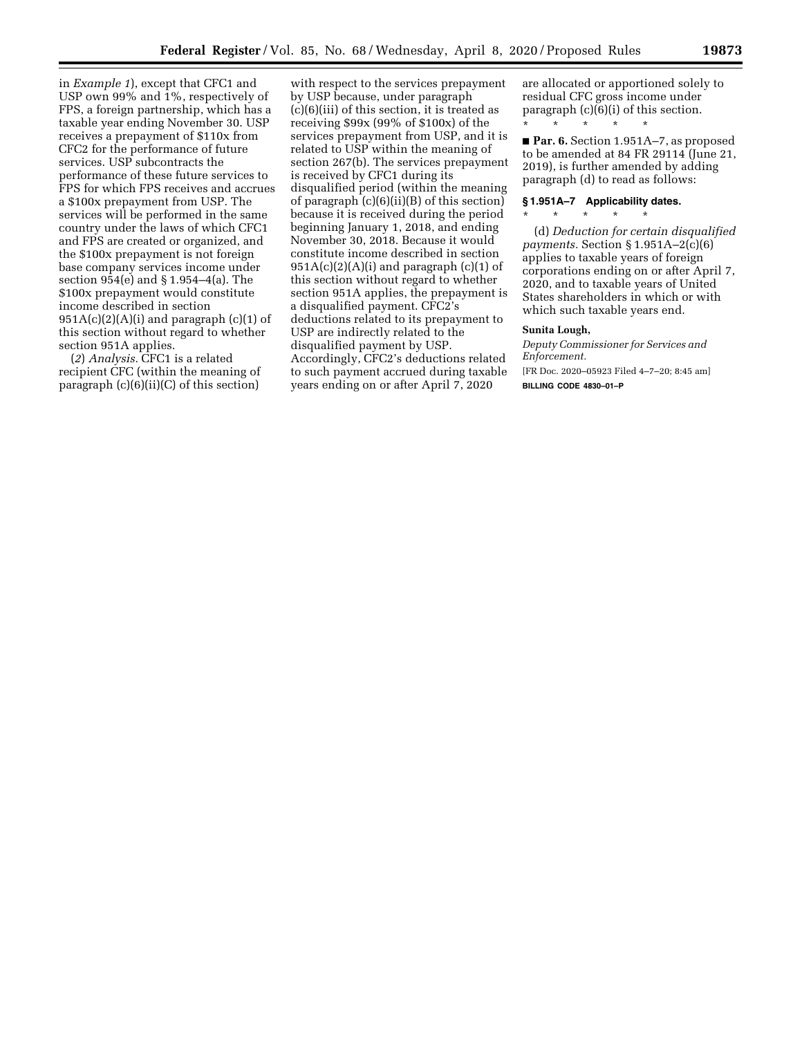in *Example 1*), except that CFC1 and USP own 99% and 1%, respectively of FPS, a foreign partnership, which has a taxable year ending November 30. USP receives a prepayment of $110x from CFC2 for the performance of future services. USP subcontracts the performance of these future services to FPS for which FPS receives and accrues a $100x prepayment from USP. The services will be performed in the same country under the laws of which CFC1 and FPS are created or organized, and the $100x prepayment is not foreign base company services income under section 954(e) and § 1.954–4(a). The $100x prepayment would constitute income described in section 951A(c)(2)(A)(i) and paragraph (c)(1) of this section without regard to whether section 951A applies.

(*2*) *Analysis.* CFC1 is a related recipient CFC (within the meaning of paragraph (c)(6)(ii)(C) of this section) with respect to the services prepayment by USP because, under paragraph (c)(6)(iii) of this section, it is treated as receiving $99x (99% of $100x) of the services prepayment from USP, and it is related to USP within the meaning of section 267(b). The services prepayment is received by CFC1 during its disqualified period (within the meaning of paragraph (c)(6)(ii)(B) of this section) because it is received during the period beginning January 1, 2018, and ending November 30, 2018. Because it would constitute income described in section 951A(c)(2)(A)(i) and paragraph (c)(1) of this section without regard to whether section 951A applies, the prepayment is a disqualified payment. CFC2's deductions related to its prepayment to USP are indirectly related to the disqualified payment by USP. Accordingly, CFC2's deductions related to such payment accrued during taxable years ending on or after April 7, 2020 are allocated or apportioned solely to residual CFC gross income under paragraph (c)(6)(i) of this section.

\* \* \* \* \*

■ **Par. 6.** Section 1.951A–7, as proposed to be amended at 84 FR 29114 (June 21, 2019), is further amended by adding paragraph (d) to read as follows:

### § 1.951A–7 Applicability dates.

\* \* \* \* \*

(d) *Deduction for certain disqualified payments.* Section § 1.951A–2(c)(6) applies to taxable years of foreign corporations ending on or after April 7, 2020, and to taxable years of United States shareholders in which or with which such taxable years end.

**Sunita Lough,**

*Deputy Commissioner for Services and Enforcement.*

[FR Doc. 2020–05923 Filed 4–7–20; 8:45 am]

**BILLING CODE 4830–01–P**